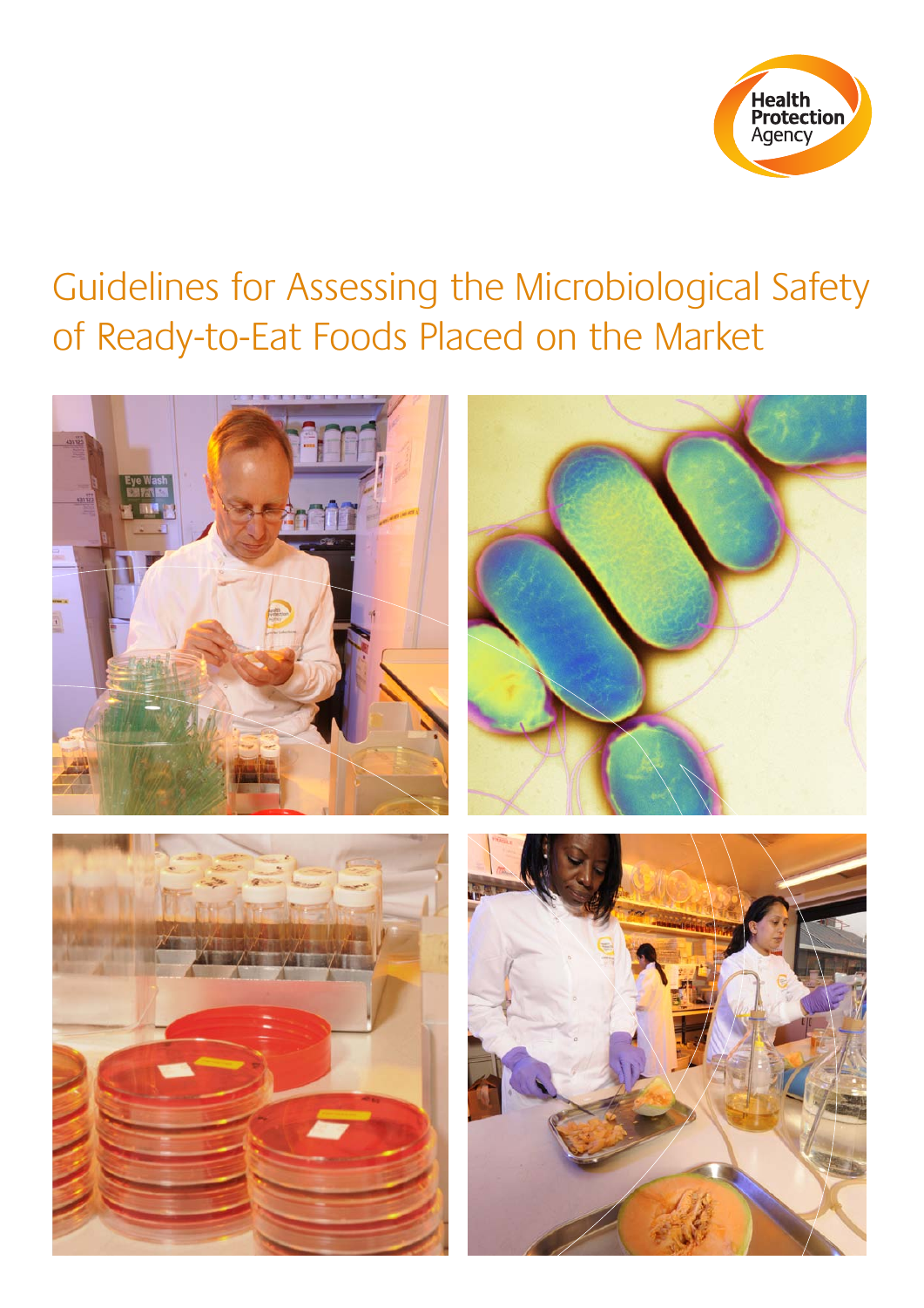Health Protection Agency

# Guidelines for Assessing the Microbiological Safety of Ready-to-Eat Foods Placed on the Market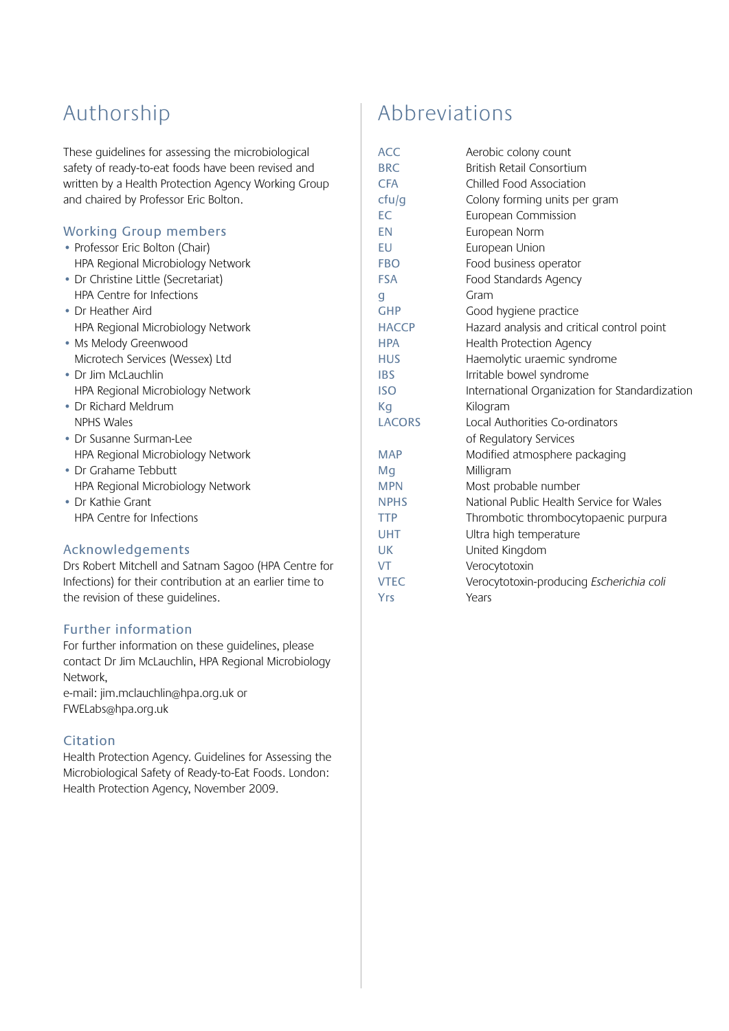# Authorship

These guidelines for assessing the microbiological safety of ready-to-eat foods have been revised and written by a Health Protection Agency Working Group and chaired by Professor Eric Bolton.

## Working Group members

- Professor Eric Bolton (Chair)
  HPA Regional Microbiology Network
- Dr Christine Little (Secretariat)
  HPA Centre for Infections
- Dr Heather Aird
  HPA Regional Microbiology Network
- Ms Melody Greenwood
  Microtech Services (Wessex) Ltd
- Dr Jim McLauchlin
  HPA Regional Microbiology Network
- Dr Richard Meldrum
  NPHS Wales
- Dr Susanne Surman-Lee
  HPA Regional Microbiology Network
- Dr Grahame Tebbutt
  HPA Regional Microbiology Network
- Dr Kathie Grant
  HPA Centre for Infections

## Acknowledgements

Drs Robert Mitchell and Satnam Sagoo (HPA Centre for Infections) for their contribution at an earlier time to the revision of these guidelines.

## Further information

For further information on these guidelines, please contact Dr Jim McLauchlin, HPA Regional Microbiology Network,
e-mail: jim.mclauchlin@hpa.org.uk or FWELabs@hpa.org.uk

## Citation

Health Protection Agency. Guidelines for Assessing the Microbiological Safety of Ready-to-Eat Foods. London: Health Protection Agency, November 2009.

# Abbreviations

| | |
|---|---|
| ACC | Aerobic colony count |
| BRC | British Retail Consortium |
| CFA | Chilled Food Association |
| cfu/g | Colony forming units per gram |
| EC | European Commission |
| EN | European Norm |
| EU | European Union |
| FBO | Food business operator |
| FSA | Food Standards Agency |
| g | Gram |
| GHP | Good hygiene practice |
| HACCP | Hazard analysis and critical control point |
| HPA | Health Protection Agency |
| HUS | Haemolytic uraemic syndrome |
| IBS | Irritable bowel syndrome |
| ISO | International Organization for Standardization |
| Kg | Kilogram |
| LACORS | Local Authorities Co-ordinators of Regulatory Services |
| MAP | Modified atmosphere packaging |
| Mg | Milligram |
| MPN | Most probable number |
| NPHS | National Public Health Service for Wales |
| TTP | Thrombotic thrombocytopaenic purpura |
| UHT | Ultra high temperature |
| UK | United Kingdom |
| VT | Verocytotoxin |
| VTEC | Verocytotoxin-producing *Escherichia coli* |
| Yrs | Years |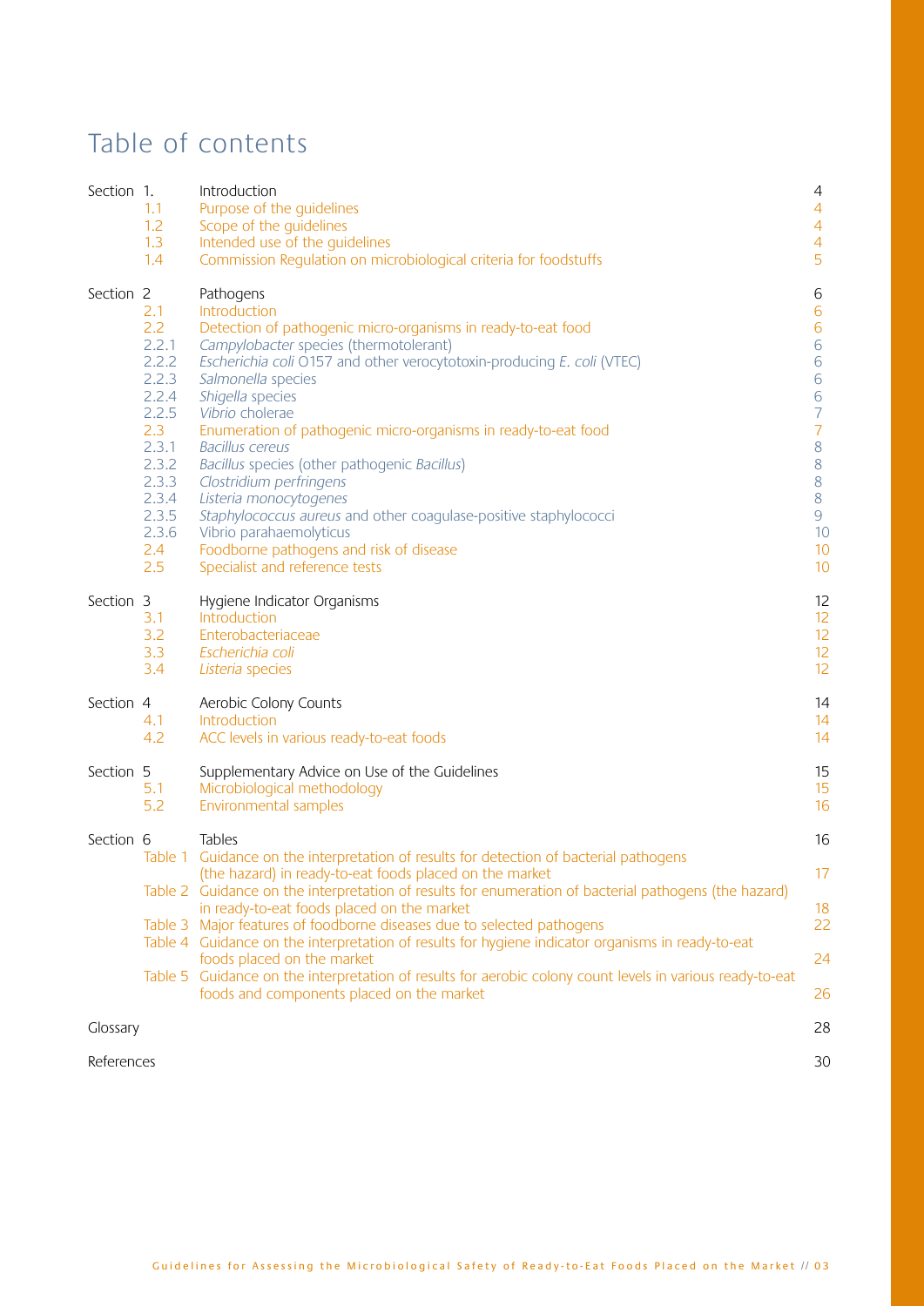# Table of contents

| | | | |
|---|---|---|---|
| Section 1. | | Introduction | 4 |
| | 1.1 | Purpose of the guidelines | 4 |
| | 1.2 | Scope of the guidelines | 4 |
| | 1.3 | Intended use of the guidelines | 4 |
| | 1.4 | Commission Regulation on microbiological criteria for foodstuffs | 5 |
| Section 2 | | Pathogens | 6 |
| | 2.1 | Introduction | 6 |
| | 2.2 | Detection of pathogenic micro-organisms in ready-to-eat food | 6 |
| | 2.2.1 | *Campylobacter* species (thermotolerant) | 6 |
| | 2.2.2 | *Escherichia coli* O157 and other verocytotoxin-producing *E. coli* (VTEC) | 6 |
| | 2.2.3 | *Salmonella* species | 6 |
| | 2.2.4 | *Shigella* species | 6 |
| | 2.2.5 | *Vibrio* cholerae | 7 |
| | 2.3 | Enumeration of pathogenic micro-organisms in ready-to-eat food | 7 |
| | 2.3.1 | *Bacillus cereus* | 8 |
| | 2.3.2 | *Bacillus* species (other pathogenic *Bacillus*) | 8 |
| | 2.3.3 | *Clostridium perfringens* | 8 |
| | 2.3.4 | *Listeria monocytogenes* | 8 |
| | 2.3.5 | *Staphylococcus aureus* and other coagulase-positive staphylococci | 9 |
| | 2.3.6 | Vibrio parahaemolyticus | 10 |
| | 2.4 | Foodborne pathogens and risk of disease | 10 |
| | 2.5 | Specialist and reference tests | 10 |
| Section 3 | | Hygiene Indicator Organisms | 12 |
| | 3.1 | Introduction | 12 |
| | 3.2 | Enterobacteriaceae | 12 |
| | 3.3 | *Escherichia coli* | 12 |
| | 3.4 | *Listeria* species | 12 |
| Section 4 | | Aerobic Colony Counts | 14 |
| | 4.1 | Introduction | 14 |
| | 4.2 | ACC levels in various ready-to-eat foods | 14 |
| Section 5 | | Supplementary Advice on Use of the Guidelines | 15 |
| | 5.1 | Microbiological methodology | 15 |
| | 5.2 | Environmental samples | 16 |
| Section 6 | | Tables | 16 |
| | Table 1 | Guidance on the interpretation of results for detection of bacterial pathogens (the hazard) in ready-to-eat foods placed on the market | 17 |
| | Table 2 | Guidance on the interpretation of results for enumeration of bacterial pathogens (the hazard) in ready-to-eat foods placed on the market | 18 |
| | Table 3 | Major features of foodborne diseases due to selected pathogens | 22 |
| | Table 4 | Guidance on the interpretation of results for hygiene indicator organisms in ready-to-eat foods placed on the market | 24 |
| | Table 5 | Guidance on the interpretation of results for aerobic colony count levels in various ready-to-eat foods and components placed on the market | 26 |
| Glossary | | | 28 |
| References | | | 30 |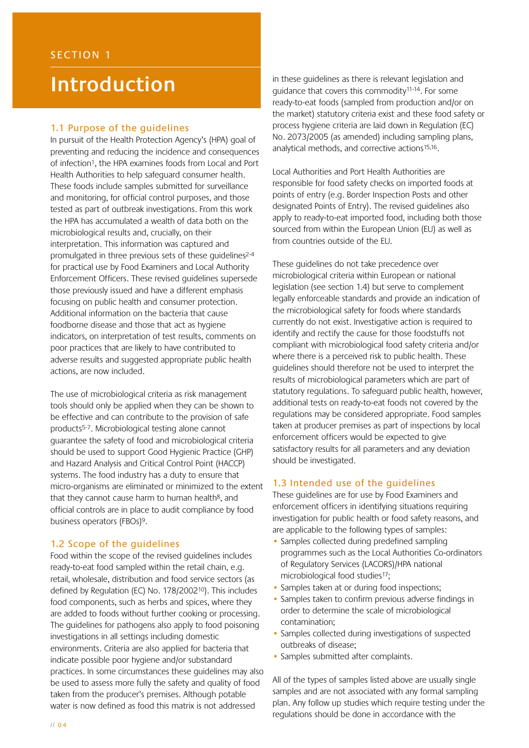SECTION 1

# Introduction

## 1.1 Purpose of the guidelines

In pursuit of the Health Protection Agency's (HPA) goal of preventing and reducing the incidence and consequences of infection[1], the HPA examines foods from Local and Port Health Authorities to help safeguard consumer health. These foods include samples submitted for surveillance and monitoring, for official control purposes, and those tested as part of outbreak investigations. From this work the HPA has accumulated a wealth of data both on the microbiological results and, crucially, on their interpretation. This information was captured and promulgated in three previous sets of these guidelines[2-4] for practical use by Food Examiners and Local Authority Enforcement Officers. These revised guidelines supersede those previously issued and have a different emphasis focusing on public health and consumer protection. Additional information on the bacteria that cause foodborne disease and those that act as hygiene indicators, on interpretation of test results, comments on poor practices that are likely to have contributed to adverse results and suggested appropriate public health actions, are now included.

The use of microbiological criteria as risk management tools should only be applied when they can be shown to be effective and can contribute to the provision of safe products[5-7]. Microbiological testing alone cannot guarantee the safety of food and microbiological criteria should be used to support Good Hygienic Practice (GHP) and Hazard Analysis and Critical Control Point (HACCP) systems. The food industry has a duty to ensure that micro-organisms are eliminated or minimized to the extent that they cannot cause harm to human health[8], and official controls are in place to audit compliance by food business operators (FBOs)[9].

## 1.2 Scope of the guidelines

Food within the scope of the revised guidelines includes ready-to-eat food sampled within the retail chain, e.g. retail, wholesale, distribution and food service sectors (as defined by Regulation (EC) No. 178/2002[10]). This includes food components, such as herbs and spices, where they are added to foods without further cooking or processing. The guidelines for pathogens also apply to food poisoning investigations in all settings including domestic environments. Criteria are also applied for bacteria that indicate possible poor hygiene and/or substandard practices. In some circumstances these guidelines may also be used to assess more fully the safety and quality of food taken from the producer's premises. Although potable water is now defined as food this matrix is not addressed in these guidelines as there is relevant legislation and guidance that covers this commodity[11-14]. For some ready-to-eat foods (sampled from production and/or on the market) statutory criteria exist and these food safety or process hygiene criteria are laid down in Regulation (EC) No. 2073/2005 (as amended) including sampling plans, analytical methods, and corrective actions[15,16].

Local Authorities and Port Health Authorities are responsible for food safety checks on imported foods at points of entry (e.g. Border Inspection Posts and other designated Points of Entry). The revised guidelines also apply to ready-to-eat imported food, including both those sourced from within the European Union (EU) as well as from countries outside of the EU.

These guidelines do not take precedence over microbiological criteria within European or national legislation (see section 1.4) but serve to complement legally enforceable standards and provide an indication of the microbiological safety for foods where standards currently do not exist. Investigative action is required to identify and rectify the cause for those foodstuffs not compliant with microbiological food safety criteria and/or where there is a perceived risk to public health. These guidelines should therefore not be used to interpret the results of microbiological parameters which are part of statutory regulations. To safeguard public health, however, additional tests on ready-to-eat foods not covered by the regulations may be considered appropriate. Food samples taken at producer premises as part of inspections by local enforcement officers would be expected to give satisfactory results for all parameters and any deviation should be investigated.

## 1.3 Intended use of the guidelines

These guidelines are for use by Food Examiners and enforcement officers in identifying situations requiring investigation for public health or food safety reasons, and are applicable to the following types of samples:

- Samples collected during predefined sampling programmes such as the Local Authorities Co-ordinators of Regulatory Services (LACORS)/HPA national microbiological food studies[17];
- Samples taken at or during food inspections;
- Samples taken to confirm previous adverse findings in order to determine the scale of microbiological contamination;
- Samples collected during investigations of suspected outbreaks of disease;
- Samples submitted after complaints.

All of the types of samples listed above are usually single samples and are not associated with any formal sampling plan. Any follow up studies which require testing under the regulations should be done in accordance with the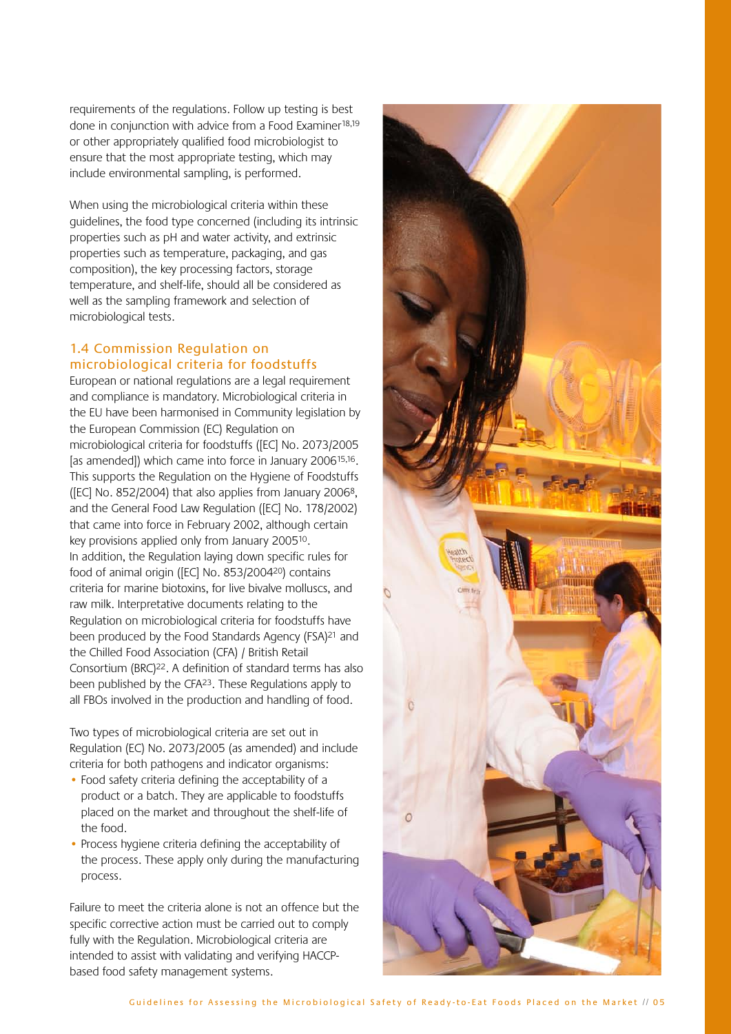requirements of the regulations. Follow up testing is best done in conjunction with advice from a Food Examiner[18,19] or other appropriately qualified food microbiologist to ensure that the most appropriate testing, which may include environmental sampling, is performed.

When using the microbiological criteria within these guidelines, the food type concerned (including its intrinsic properties such as pH and water activity, and extrinsic properties such as temperature, packaging, and gas composition), the key processing factors, storage temperature, and shelf-life, should all be considered as well as the sampling framework and selection of microbiological tests.

### 1.4 Commission Regulation on microbiological criteria for foodstuffs

European or national regulations are a legal requirement and compliance is mandatory. Microbiological criteria in the EU have been harmonised in Community legislation by the European Commission (EC) Regulation on microbiological criteria for foodstuffs ([EC] No. 2073/2005 [as amended]) which came into force in January 2006[15,16]. This supports the Regulation on the Hygiene of Foodstuffs ([EC] No. 852/2004) that also applies from January 2006[8], and the General Food Law Regulation ([EC] No. 178/2002) that came into force in February 2002, although certain key provisions applied only from January 2005[10]. In addition, the Regulation laying down specific rules for food of animal origin ([EC] No. 853/2004[20]) contains criteria for marine biotoxins, for live bivalve molluscs, and raw milk. Interpretative documents relating to the Regulation on microbiological criteria for foodstuffs have been produced by the Food Standards Agency (FSA)[21] and the Chilled Food Association (CFA) / British Retail Consortium (BRC)[22]. A definition of standard terms has also been published by the CFA[23]. These Regulations apply to all FBOs involved in the production and handling of food.

Two types of microbiological criteria are set out in Regulation (EC) No. 2073/2005 (as amended) and include criteria for both pathogens and indicator organisms:

- Food safety criteria defining the acceptability of a product or a batch. They are applicable to foodstuffs placed on the market and throughout the shelf-life of the food.
- Process hygiene criteria defining the acceptability of the process. These apply only during the manufacturing process.

Failure to meet the criteria alone is not an offence but the specific corrective action must be carried out to comply fully with the Regulation. Microbiological criteria are intended to assist with validating and verifying HACCP-based food safety management systems.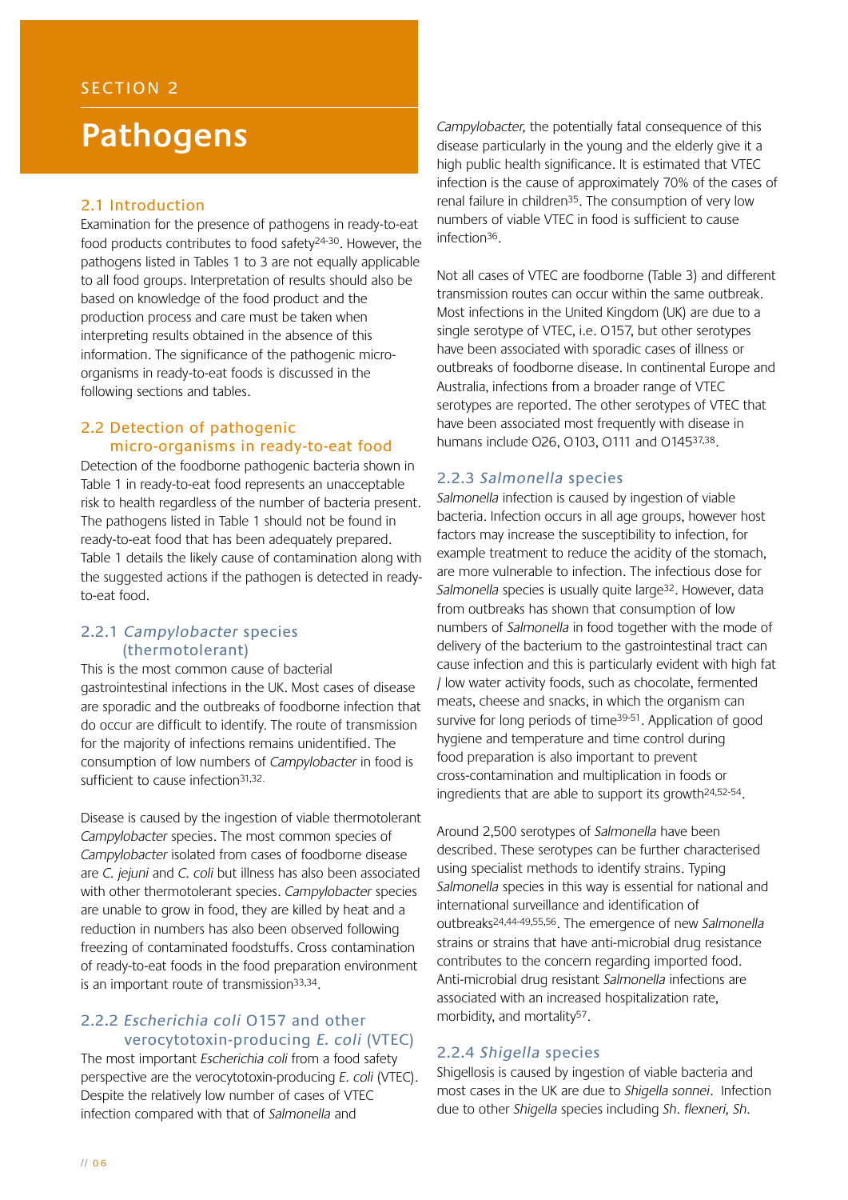SECTION 2

# Pathogens

## 2.1 Introduction

Examination for the presence of pathogens in ready-to-eat food products contributes to food safety[24-30]. However, the pathogens listed in Tables 1 to 3 are not equally applicable to all food groups. Interpretation of results should also be based on knowledge of the food product and the production process and care must be taken when interpreting results obtained in the absence of this information. The significance of the pathogenic micro-organisms in ready-to-eat foods is discussed in the following sections and tables.

## 2.2 Detection of pathogenic micro-organisms in ready-to-eat food

Detection of the foodborne pathogenic bacteria shown in Table 1 in ready-to-eat food represents an unacceptable risk to health regardless of the number of bacteria present. The pathogens listed in Table 1 should not be found in ready-to-eat food that has been adequately prepared. Table 1 details the likely cause of contamination along with the suggested actions if the pathogen is detected in ready-to-eat food.

### 2.2.1 *Campylobacter* species (thermotolerant)

This is the most common cause of bacterial gastrointestinal infections in the UK. Most cases of disease are sporadic and the outbreaks of foodborne infection that do occur are difficult to identify. The route of transmission for the majority of infections remains unidentified. The consumption of low numbers of *Campylobacter* in food is sufficient to cause infection[31,32].

Disease is caused by the ingestion of viable thermotolerant *Campylobacter* species. The most common species of *Campylobacter* isolated from cases of foodborne disease are *C. jejuni* and *C. coli* but illness has also been associated with other thermotolerant species. *Campylobacter* species are unable to grow in food, they are killed by heat and a reduction in numbers has also been observed following freezing of contaminated foodstuffs. Cross contamination of ready-to-eat foods in the food preparation environment is an important route of transmission[33,34].

### 2.2.2 *Escherichia coli* O157 and other verocytotoxin-producing *E. coli* (VTEC)

The most important *Escherichia coli* from a food safety perspective are the verocytotoxin-producing *E. coli* (VTEC). Despite the relatively low number of cases of VTEC infection compared with that of *Salmonella* and *Campylobacter*, the potentially fatal consequence of this disease particularly in the young and the elderly give it a high public health significance. It is estimated that VTEC infection is the cause of approximately 70% of the cases of renal failure in children[35]. The consumption of very low numbers of viable VTEC in food is sufficient to cause infection[36].

Not all cases of VTEC are foodborne (Table 3) and different transmission routes can occur within the same outbreak. Most infections in the United Kingdom (UK) are due to a single serotype of VTEC, i.e. O157, but other serotypes have been associated with sporadic cases of illness or outbreaks of foodborne disease. In continental Europe and Australia, infections from a broader range of VTEC serotypes are reported. The other serotypes of VTEC that have been associated most frequently with disease in humans include O26, O103, O111 and O145[37,38].

### 2.2.3 *Salmonella* species

*Salmonella* infection is caused by ingestion of viable bacteria. Infection occurs in all age groups, however host factors may increase the susceptibility to infection, for example treatment to reduce the acidity of the stomach, are more vulnerable to infection. The infectious dose for *Salmonella* species is usually quite large[32]. However, data from outbreaks has shown that consumption of low numbers of *Salmonella* in food together with the mode of delivery of the bacterium to the gastrointestinal tract can cause infection and this is particularly evident with high fat / low water activity foods, such as chocolate, fermented meats, cheese and snacks, in which the organism can survive for long periods of time[39-51]. Application of good hygiene and temperature and time control during food preparation is also important to prevent cross-contamination and multiplication in foods or ingredients that are able to support its growth[24,52-54].

Around 2,500 serotypes of *Salmonella* have been described. These serotypes can be further characterised using specialist methods to identify strains. Typing *Salmonella* species in this way is essential for national and international surveillance and identification of outbreaks[24,44-49,55,56]. The emergence of new *Salmonella* strains or strains that have anti-microbial drug resistance contributes to the concern regarding imported food. Anti-microbial drug resistant *Salmonella* infections are associated with an increased hospitalization rate, morbidity, and mortality[57].

### 2.2.4 *Shigella* species

Shigellosis is caused by ingestion of viable bacteria and most cases in the UK are due to *Shigella sonnei*. Infection due to other *Shigella* species including *Sh. flexneri, Sh.*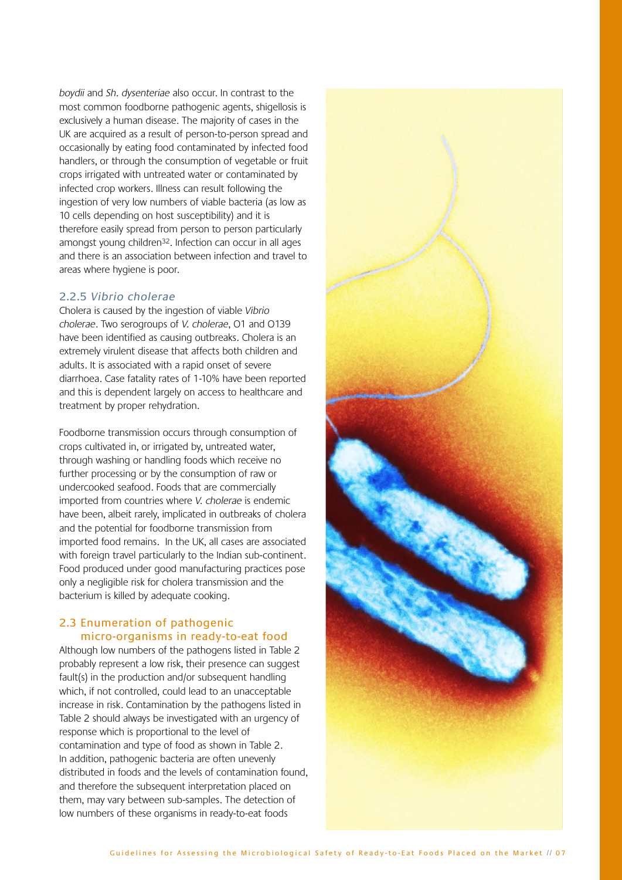*boydii* and *Sh. dysenteriae* also occur. In contrast to the most common foodborne pathogenic agents, shigellosis is exclusively a human disease. The majority of cases in the UK are acquired as a result of person-to-person spread and occasionally by eating food contaminated by infected food handlers, or through the consumption of vegetable or fruit crops irrigated with untreated water or contaminated by infected crop workers. Illness can result following the ingestion of very low numbers of viable bacteria (as low as 10 cells depending on host susceptibility) and it is therefore easily spread from person to person particularly amongst young children[32]. Infection can occur in all ages and there is an association between infection and travel to areas where hygiene is poor.

### 2.2.5 *Vibrio cholerae*

Cholera is caused by the ingestion of viable *Vibrio cholerae*. Two serogroups of *V. cholerae*, O1 and O139 have been identified as causing outbreaks. Cholera is an extremely virulent disease that affects both children and adults. It is associated with a rapid onset of severe diarrhoea. Case fatality rates of 1-10% have been reported and this is dependent largely on access to healthcare and treatment by proper rehydration.

Foodborne transmission occurs through consumption of crops cultivated in, or irrigated by, untreated water, through washing or handling foods which receive no further processing or by the consumption of raw or undercooked seafood. Foods that are commercially imported from countries where *V. cholerae* is endemic have been, albeit rarely, implicated in outbreaks of cholera and the potential for foodborne transmission from imported food remains. In the UK, all cases are associated with foreign travel particularly to the Indian sub-continent. Food produced under good manufacturing practices pose only a negligible risk for cholera transmission and the bacterium is killed by adequate cooking.

## 2.3 Enumeration of pathogenic micro-organisms in ready-to-eat food

Although low numbers of the pathogens listed in Table 2 probably represent a low risk, their presence can suggest fault(s) in the production and/or subsequent handling which, if not controlled, could lead to an unacceptable increase in risk. Contamination by the pathogens listed in Table 2 should always be investigated with an urgency of response which is proportional to the level of contamination and type of food as shown in Table 2. In addition, pathogenic bacteria are often unevenly distributed in foods and the levels of contamination found, and therefore the subsequent interpretation placed on them, may vary between sub-samples. The detection of low numbers of these organisms in ready-to-eat foods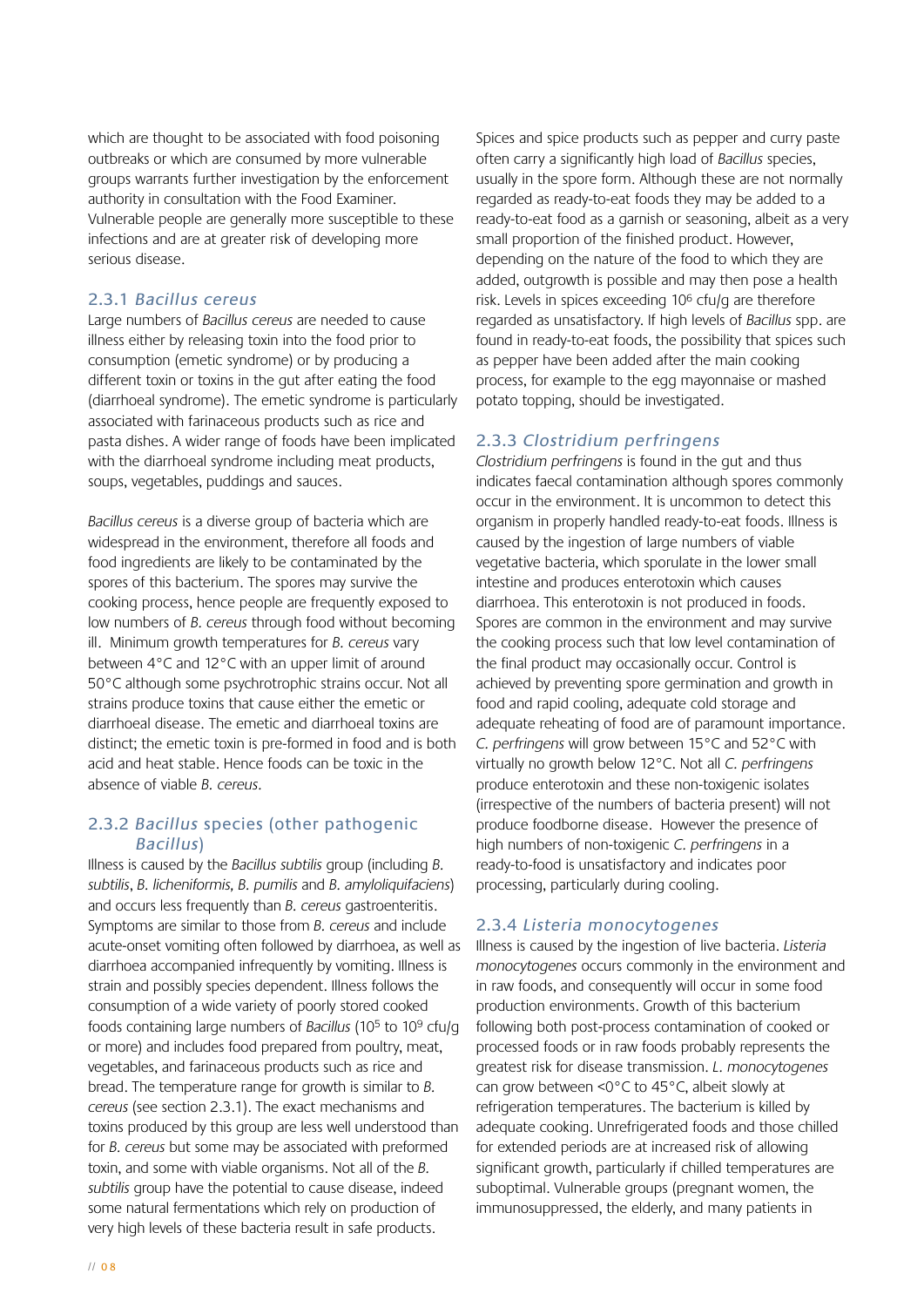which are thought to be associated with food poisoning outbreaks or which are consumed by more vulnerable groups warrants further investigation by the enforcement authority in consultation with the Food Examiner. Vulnerable people are generally more susceptible to these infections and are at greater risk of developing more serious disease.

### 2.3.1 *Bacillus cereus*

Large numbers of *Bacillus cereus* are needed to cause illness either by releasing toxin into the food prior to consumption (emetic syndrome) or by producing a different toxin or toxins in the gut after eating the food (diarrhoeal syndrome). The emetic syndrome is particularly associated with farinaceous products such as rice and pasta dishes. A wider range of foods have been implicated with the diarrhoeal syndrome including meat products, soups, vegetables, puddings and sauces.

*Bacillus cereus* is a diverse group of bacteria which are widespread in the environment, therefore all foods and food ingredients are likely to be contaminated by the spores of this bacterium. The spores may survive the cooking process, hence people are frequently exposed to low numbers of *B. cereus* through food without becoming ill. Minimum growth temperatures for *B. cereus* vary between 4°C and 12°C with an upper limit of around 50°C although some psychrotrophic strains occur. Not all strains produce toxins that cause either the emetic or diarrhoeal disease. The emetic and diarrhoeal toxins are distinct; the emetic toxin is pre-formed in food and is both acid and heat stable. Hence foods can be toxic in the absence of viable *B. cereus*.

### 2.3.2 *Bacillus* species (other pathogenic *Bacillus*)

Illness is caused by the *Bacillus subtilis* group (including *B. subtilis*, *B. licheniformis*, *B. pumilis* and *B. amyloliquifaciens*) and occurs less frequently than *B. cereus* gastroenteritis. Symptoms are similar to those from *B. cereus* and include acute-onset vomiting often followed by diarrhoea, as well as diarrhoea accompanied infrequently by vomiting. Illness is strain and possibly species dependent. Illness follows the consumption of a wide variety of poorly stored cooked foods containing large numbers of *Bacillus* ($10^5$ to $10^9$ cfu/g or more) and includes food prepared from poultry, meat, vegetables, and farinaceous products such as rice and bread. The temperature range for growth is similar to *B. cereus* (see section 2.3.1). The exact mechanisms and toxins produced by this group are less well understood than for *B. cereus* but some may be associated with preformed toxin, and some with viable organisms. Not all of the *B. subtilis* group have the potential to cause disease, indeed some natural fermentations which rely on production of very high levels of these bacteria result in safe products.

Spices and spice products such as pepper and curry paste often carry a significantly high load of *Bacillus* species, usually in the spore form. Although these are not normally regarded as ready-to-eat foods they may be added to a ready-to-eat food as a garnish or seasoning, albeit as a very small proportion of the finished product. However, depending on the nature of the food to which they are added, outgrowth is possible and may then pose a health risk. Levels in spices exceeding $10^6$ cfu/g are therefore regarded as unsatisfactory. If high levels of *Bacillus* spp. are found in ready-to-eat foods, the possibility that spices such as pepper have been added after the main cooking process, for example to the egg mayonnaise or mashed potato topping, should be investigated.

### 2.3.3 *Clostridium perfringens*

*Clostridium perfringens* is found in the gut and thus indicates faecal contamination although spores commonly occur in the environment. It is uncommon to detect this organism in properly handled ready-to-eat foods. Illness is caused by the ingestion of large numbers of viable vegetative bacteria, which sporulate in the lower small intestine and produces enterotoxin which causes diarrhoea. This enterotoxin is not produced in foods. Spores are common in the environment and may survive the cooking process such that low level contamination of the final product may occasionally occur. Control is achieved by preventing spore germination and growth in food and rapid cooling, adequate cold storage and adequate reheating of food are of paramount importance. *C. perfringens* will grow between 15°C and 52°C with virtually no growth below 12°C. Not all *C. perfringens* produce enterotoxin and these non-toxigenic isolates (irrespective of the numbers of bacteria present) will not produce foodborne disease. However the presence of high numbers of non-toxigenic *C. perfringens* in a ready-to-food is unsatisfactory and indicates poor processing, particularly during cooling.

### 2.3.4 *Listeria monocytogenes*

Illness is caused by the ingestion of live bacteria. *Listeria monocytogenes* occurs commonly in the environment and in raw foods, and consequently will occur in some food production environments. Growth of this bacterium following both post-process contamination of cooked or processed foods or in raw foods probably represents the greatest risk for disease transmission. *L. monocytogenes* can grow between <0°C to 45°C, albeit slowly at refrigeration temperatures. The bacterium is killed by adequate cooking. Unrefrigerated foods and those chilled for extended periods are at increased risk of allowing significant growth, particularly if chilled temperatures are suboptimal. Vulnerable groups (pregnant women, the immunosuppressed, the elderly, and many patients in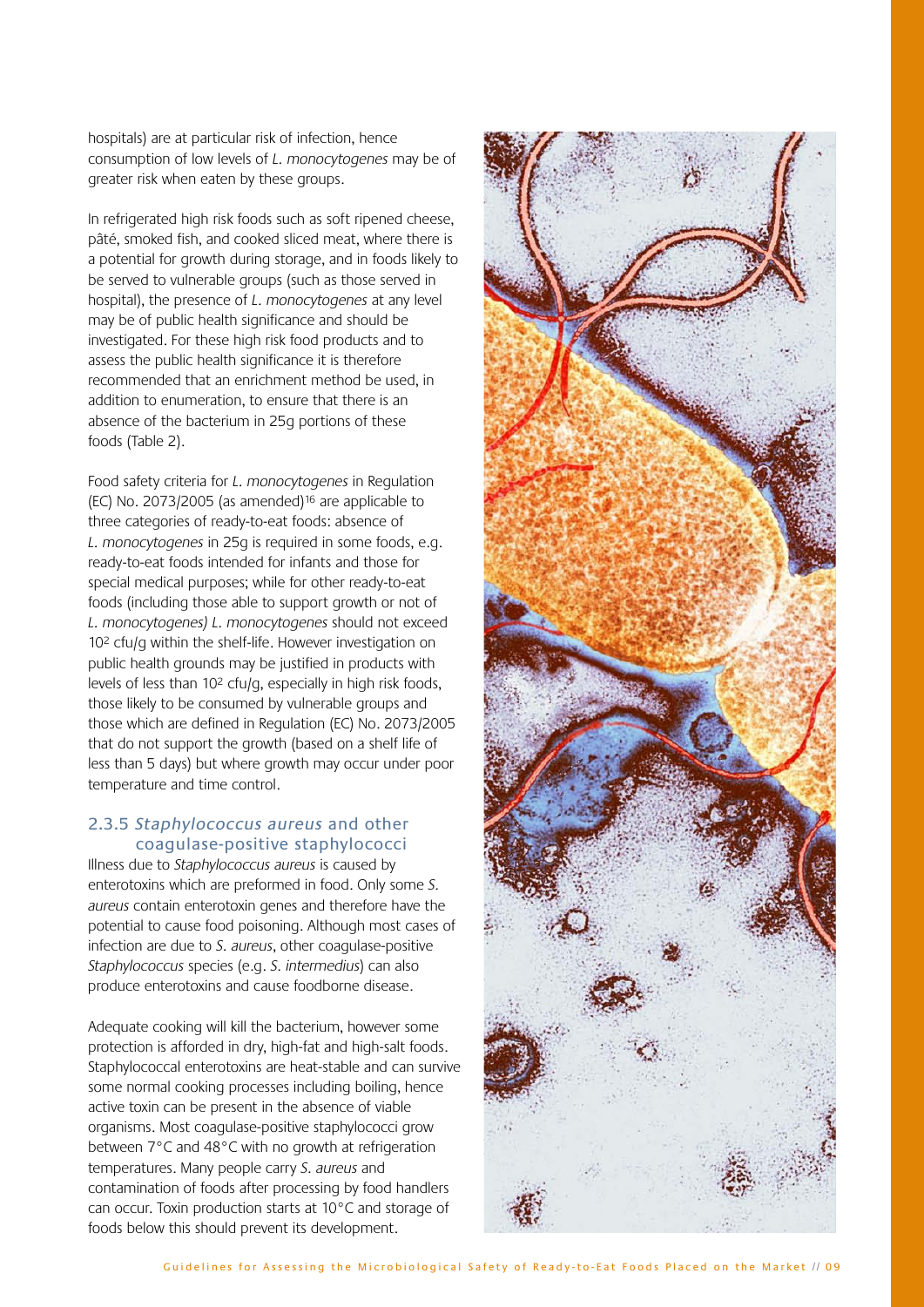hospitals) are at particular risk of infection, hence consumption of low levels of *L. monocytogenes* may be of greater risk when eaten by these groups.

In refrigerated high risk foods such as soft ripened cheese, pâté, smoked fish, and cooked sliced meat, where there is a potential for growth during storage, and in foods likely to be served to vulnerable groups (such as those served in hospital), the presence of *L. monocytogenes* at any level may be of public health significance and should be investigated. For these high risk food products and to assess the public health significance it is therefore recommended that an enrichment method be used, in addition to enumeration, to ensure that there is an absence of the bacterium in 25g portions of these foods (Table 2).

Food safety criteria for *L. monocytogenes* in Regulation (EC) No. 2073/2005 (as amended)[16] are applicable to three categories of ready-to-eat foods: absence of *L. monocytogenes* in 25g is required in some foods, e.g. ready-to-eat foods intended for infants and those for special medical purposes; while for other ready-to-eat foods (including those able to support growth or not of *L. monocytogenes) L. monocytogenes* should not exceed $10^2$ cfu/g within the shelf-life. However investigation on public health grounds may be justified in products with levels of less than $10^2$ cfu/g, especially in high risk foods, those likely to be consumed by vulnerable groups and those which are defined in Regulation (EC) No. 2073/2005 that do not support the growth (based on a shelf life of less than 5 days) but where growth may occur under poor temperature and time control.

### 2.3.5 *Staphylococcus aureus* and other coagulase-positive staphylococci

Illness due to *Staphylococcus aureus* is caused by enterotoxins which are preformed in food. Only some *S. aureus* contain enterotoxin genes and therefore have the potential to cause food poisoning. Although most cases of infection are due to *S. aureus*, other coagulase-positive *Staphylococcus* species (e.g. *S. intermedius*) can also produce enterotoxins and cause foodborne disease.

Adequate cooking will kill the bacterium, however some protection is afforded in dry, high-fat and high-salt foods. Staphylococcal enterotoxins are heat-stable and can survive some normal cooking processes including boiling, hence active toxin can be present in the absence of viable organisms. Most coagulase-positive staphylococci grow between 7°C and 48°C with no growth at refrigeration temperatures. Many people carry *S. aureus* and contamination of foods after processing by food handlers can occur. Toxin production starts at 10°C and storage of foods below this should prevent its development.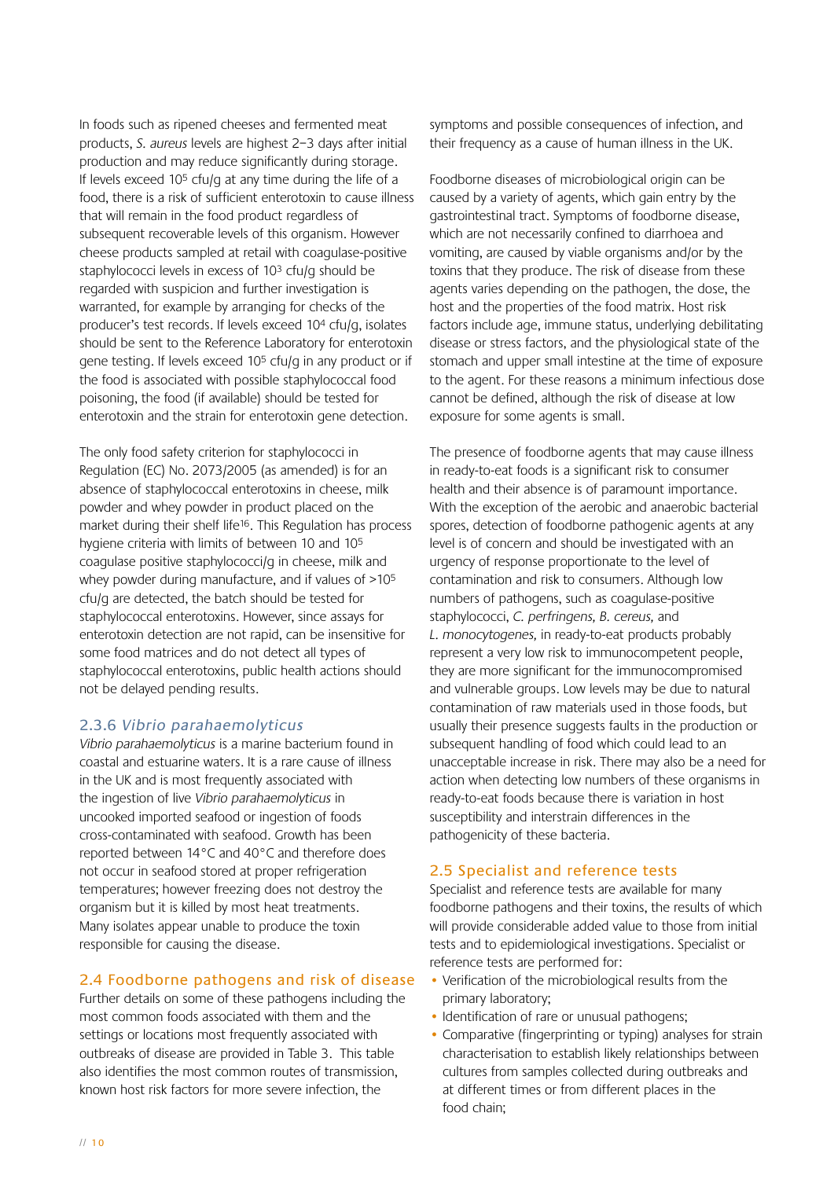In foods such as ripened cheeses and fermented meat products, *S. aureus* levels are highest 2–3 days after initial production and may reduce significantly during storage. If levels exceed $10^5$ cfu/g at any time during the life of a food, there is a risk of sufficient enterotoxin to cause illness that will remain in the food product regardless of subsequent recoverable levels of this organism. However cheese products sampled at retail with coagulase-positive staphylococci levels in excess of $10^3$ cfu/g should be regarded with suspicion and further investigation is warranted, for example by arranging for checks of the producer's test records. If levels exceed $10^4$ cfu/g, isolates should be sent to the Reference Laboratory for enterotoxin gene testing. If levels exceed $10^5$ cfu/g in any product or if the food is associated with possible staphylococcal food poisoning, the food (if available) should be tested for enterotoxin and the strain for enterotoxin gene detection.

The only food safety criterion for staphylococci in Regulation (EC) No. 2073/2005 (as amended) is for an absence of staphylococcal enterotoxins in cheese, milk powder and whey powder in product placed on the market during their shelf life[16]. This Regulation has process hygiene criteria with limits of between 10 and $10^5$ coagulase positive staphylococci/g in cheese, milk and whey powder during manufacture, and if values of $>10^5$ cfu/g are detected, the batch should be tested for staphylococcal enterotoxins. However, since assays for enterotoxin detection are not rapid, can be insensitive for some food matrices and do not detect all types of staphylococcal enterotoxins, public health actions should not be delayed pending results.

### 2.3.6 *Vibrio parahaemolyticus*

*Vibrio parahaemolyticus* is a marine bacterium found in coastal and estuarine waters. It is a rare cause of illness in the UK and is most frequently associated with the ingestion of live *Vibrio parahaemolyticus* in uncooked imported seafood or ingestion of foods cross-contaminated with seafood. Growth has been reported between 14°C and 40°C and therefore does not occur in seafood stored at proper refrigeration temperatures; however freezing does not destroy the organism but it is killed by most heat treatments. Many isolates appear unable to produce the toxin responsible for causing the disease.

## 2.4 Foodborne pathogens and risk of disease

Further details on some of these pathogens including the most common foods associated with them and the settings or locations most frequently associated with outbreaks of disease are provided in Table 3. This table also identifies the most common routes of transmission, known host risk factors for more severe infection, the symptoms and possible consequences of infection, and their frequency as a cause of human illness in the UK.

Foodborne diseases of microbiological origin can be caused by a variety of agents, which gain entry by the gastrointestinal tract. Symptoms of foodborne disease, which are not necessarily confined to diarrhoea and vomiting, are caused by viable organisms and/or by the toxins that they produce. The risk of disease from these agents varies depending on the pathogen, the dose, the host and the properties of the food matrix. Host risk factors include age, immune status, underlying debilitating disease or stress factors, and the physiological state of the stomach and upper small intestine at the time of exposure to the agent. For these reasons a minimum infectious dose cannot be defined, although the risk of disease at low exposure for some agents is small.

The presence of foodborne agents that may cause illness in ready-to-eat foods is a significant risk to consumer health and their absence is of paramount importance. With the exception of the aerobic and anaerobic bacterial spores, detection of foodborne pathogenic agents at any level is of concern and should be investigated with an urgency of response proportionate to the level of contamination and risk to consumers. Although low numbers of pathogens, such as coagulase-positive staphylococci, *C. perfringens, B. cereus,* and *L. monocytogenes,* in ready-to-eat products probably represent a very low risk to immunocompetent people, they are more significant for the immunocompromised and vulnerable groups. Low levels may be due to natural contamination of raw materials used in those foods, but usually their presence suggests faults in the production or subsequent handling of food which could lead to an unacceptable increase in risk. There may also be a need for action when detecting low numbers of these organisms in ready-to-eat foods because there is variation in host susceptibility and interstrain differences in the pathogenicity of these bacteria.

## 2.5 Specialist and reference tests

Specialist and reference tests are available for many foodborne pathogens and their toxins, the results of which will provide considerable added value to those from initial tests and to epidemiological investigations. Specialist or reference tests are performed for:

- Verification of the microbiological results from the primary laboratory;
- Identification of rare or unusual pathogens;
- Comparative (fingerprinting or typing) analyses for strain characterisation to establish likely relationships between cultures from samples collected during outbreaks and at different times or from different places in the food chain;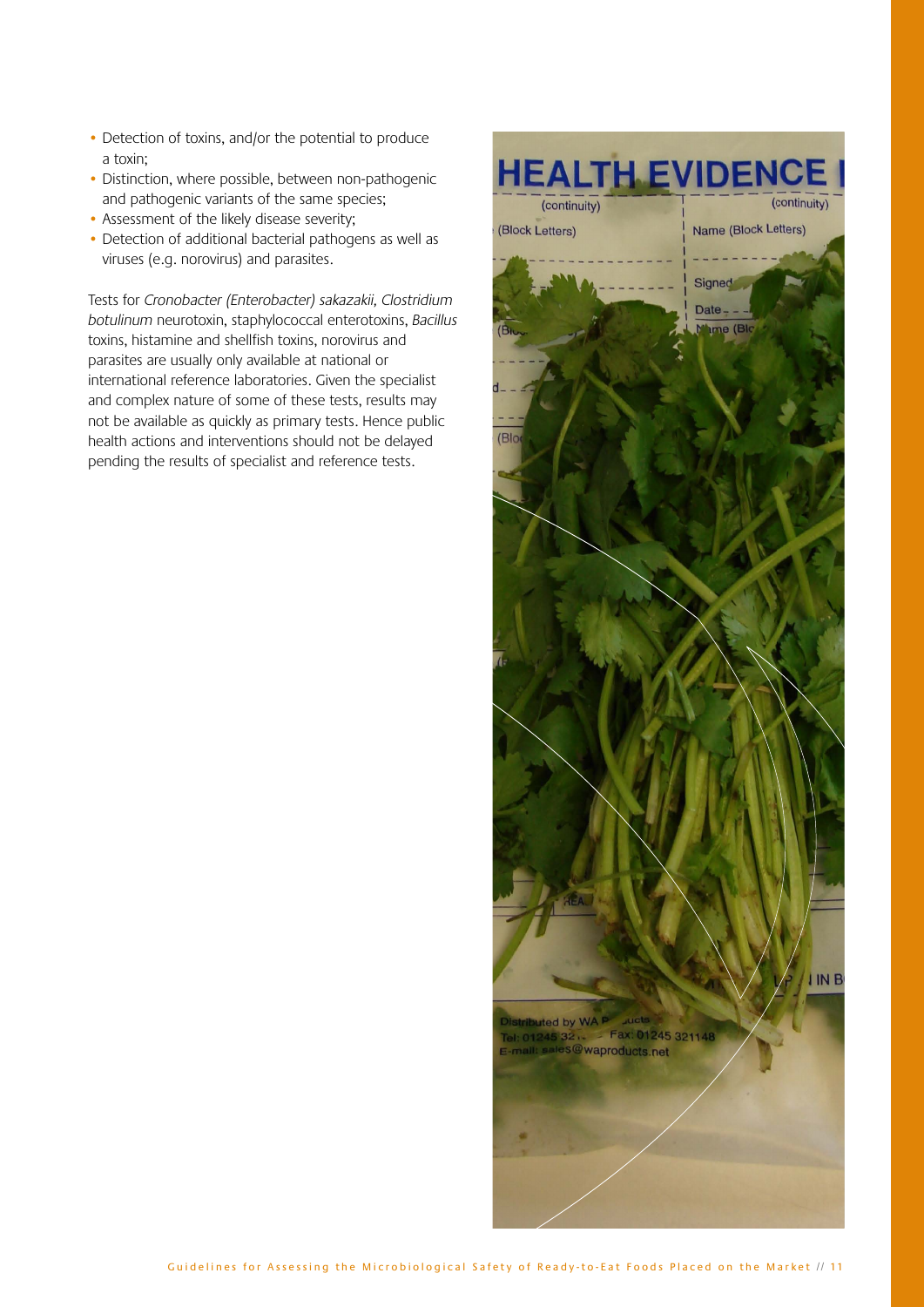- Detection of toxins, and/or the potential to produce a toxin;
- Distinction, where possible, between non-pathogenic and pathogenic variants of the same species;
- Assessment of the likely disease severity;
- Detection of additional bacterial pathogens as well as viruses (e.g. norovirus) and parasites.

Tests for *Cronobacter (Enterobacter) sakazakii, Clostridium botulinum* neurotoxin, staphylococcal enterotoxins, *Bacillus* toxins, histamine and shellfish toxins, norovirus and parasites are usually only available at national or international reference laboratories. Given the specialist and complex nature of some of these tests, results may not be available as quickly as primary tests. Hence public health actions and interventions should not be delayed pending the results of specialist and reference tests.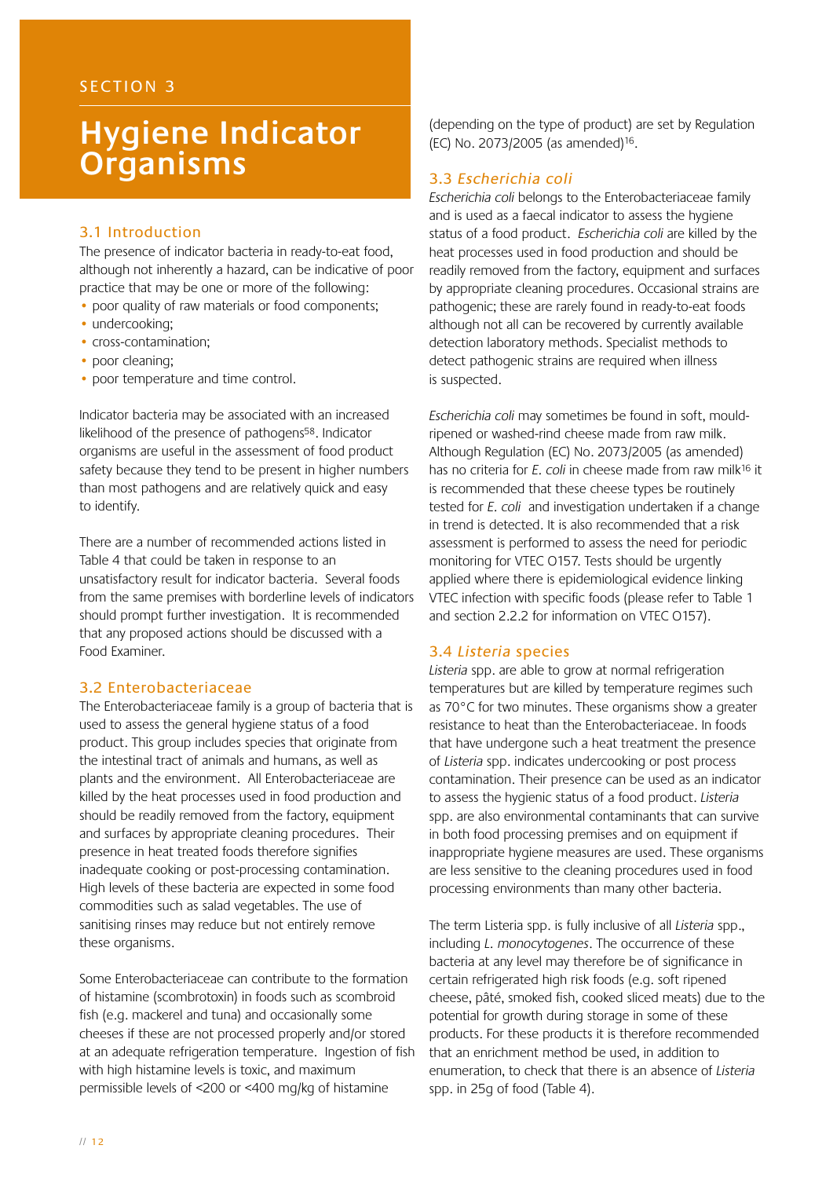SECTION 3

# Hygiene Indicator Organisms

## 3.1 Introduction

The presence of indicator bacteria in ready-to-eat food, although not inherently a hazard, can be indicative of poor practice that may be one or more of the following:

- poor quality of raw materials or food components;
- undercooking;
- cross-contamination;
- poor cleaning;
- poor temperature and time control.

Indicator bacteria may be associated with an increased likelihood of the presence of pathogens[58]. Indicator organisms are useful in the assessment of food product safety because they tend to be present in higher numbers than most pathogens and are relatively quick and easy to identify.

There are a number of recommended actions listed in Table 4 that could be taken in response to an unsatisfactory result for indicator bacteria. Several foods from the same premises with borderline levels of indicators should prompt further investigation. It is recommended that any proposed actions should be discussed with a Food Examiner.

## 3.2 Enterobacteriaceae

The Enterobacteriaceae family is a group of bacteria that is used to assess the general hygiene status of a food product. This group includes species that originate from the intestinal tract of animals and humans, as well as plants and the environment. All Enterobacteriaceae are killed by the heat processes used in food production and should be readily removed from the factory, equipment and surfaces by appropriate cleaning procedures. Their presence in heat treated foods therefore signifies inadequate cooking or post-processing contamination. High levels of these bacteria are expected in some food commodities such as salad vegetables. The use of sanitising rinses may reduce but not entirely remove these organisms.

Some Enterobacteriaceae can contribute to the formation of histamine (scombrotoxin) in foods such as scombroid fish (e.g. mackerel and tuna) and occasionally some cheeses if these are not processed properly and/or stored at an adequate refrigeration temperature. Ingestion of fish with high histamine levels is toxic, and maximum permissible levels of <200 or <400 mg/kg of histamine (depending on the type of product) are set by Regulation (EC) No. 2073/2005 (as amended)[16].

## 3.3 *Escherichia coli*

*Escherichia coli* belongs to the Enterobacteriaceae family and is used as a faecal indicator to assess the hygiene status of a food product. *Escherichia coli* are killed by the heat processes used in food production and should be readily removed from the factory, equipment and surfaces by appropriate cleaning procedures. Occasional strains are pathogenic; these are rarely found in ready-to-eat foods although not all can be recovered by currently available detection laboratory methods. Specialist methods to detect pathogenic strains are required when illness is suspected.

*Escherichia coli* may sometimes be found in soft, mould-ripened or washed-rind cheese made from raw milk. Although Regulation (EC) No. 2073/2005 (as amended) has no criteria for *E. coli* in cheese made from raw milk[16] it is recommended that these cheese types be routinely tested for *E. coli* and investigation undertaken if a change in trend is detected. It is also recommended that a risk assessment is performed to assess the need for periodic monitoring for VTEC O157. Tests should be urgently applied where there is epidemiological evidence linking VTEC infection with specific foods (please refer to Table 1 and section 2.2.2 for information on VTEC O157).

## 3.4 *Listeria* species

*Listeria* spp. are able to grow at normal refrigeration temperatures but are killed by temperature regimes such as 70°C for two minutes. These organisms show a greater resistance to heat than the Enterobacteriaceae. In foods that have undergone such a heat treatment the presence of *Listeria* spp. indicates undercooking or post process contamination. Their presence can be used as an indicator to assess the hygienic status of a food product. *Listeria* spp. are also environmental contaminants that can survive in both food processing premises and on equipment if inappropriate hygiene measures are used. These organisms are less sensitive to the cleaning procedures used in food processing environments than many other bacteria.

The term Listeria spp. is fully inclusive of all *Listeria* spp., including *L. monocytogenes*. The occurrence of these bacteria at any level may therefore be of significance in certain refrigerated high risk foods (e.g. soft ripened cheese, pâté, smoked fish, cooked sliced meats) due to the potential for growth during storage in some of these products. For these products it is therefore recommended that an enrichment method be used, in addition to enumeration, to check that there is an absence of *Listeria* spp. in 25g of food (Table 4).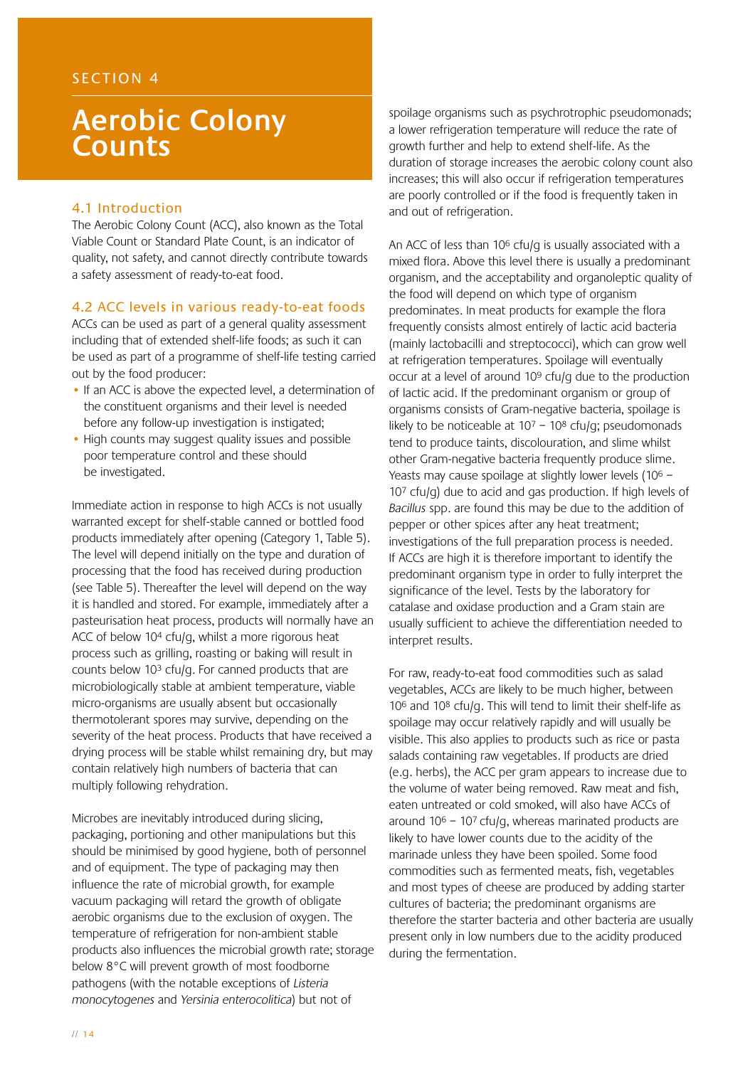SECTION 4

# Aerobic Colony Counts

## 4.1 Introduction

The Aerobic Colony Count (ACC), also known as the Total Viable Count or Standard Plate Count, is an indicator of quality, not safety, and cannot directly contribute towards a safety assessment of ready-to-eat food.

## 4.2 ACC levels in various ready-to-eat foods

ACCs can be used as part of a general quality assessment including that of extended shelf-life foods; as such it can be used as part of a programme of shelf-life testing carried out by the food producer:

- If an ACC is above the expected level, a determination of the constituent organisms and their level is needed before any follow-up investigation is instigated;
- High counts may suggest quality issues and possible poor temperature control and these should be investigated.

Immediate action in response to high ACCs is not usually warranted except for shelf-stable canned or bottled food products immediately after opening (Category 1, Table 5). The level will depend initially on the type and duration of processing that the food has received during production (see Table 5). Thereafter the level will depend on the way it is handled and stored. For example, immediately after a pasteurisation heat process, products will normally have an ACC of below $10^4$ cfu/g, whilst a more rigorous heat process such as grilling, roasting or baking will result in counts below $10^3$ cfu/g. For canned products that are microbiologically stable at ambient temperature, viable micro-organisms are usually absent but occasionally thermotolerant spores may survive, depending on the severity of the heat process. Products that have received a drying process will be stable whilst remaining dry, but may contain relatively high numbers of bacteria that can multiply following rehydration.

Microbes are inevitably introduced during slicing, packaging, portioning and other manipulations but this should be minimised by good hygiene, both of personnel and of equipment. The type of packaging may then influence the rate of microbial growth, for example vacuum packaging will retard the growth of obligate aerobic organisms due to the exclusion of oxygen. The temperature of refrigeration for non-ambient stable products also influences the microbial growth rate; storage below 8°C will prevent growth of most foodborne pathogens (with the notable exceptions of *Listeria monocytogenes* and *Yersinia enterocolitica*) but not of spoilage organisms such as psychrotrophic pseudomonads; a lower refrigeration temperature will reduce the rate of growth further and help to extend shelf-life. As the duration of storage increases the aerobic colony count also increases; this will also occur if refrigeration temperatures are poorly controlled or if the food is frequently taken in and out of refrigeration.

An ACC of less than $10^6$ cfu/g is usually associated with a mixed flora. Above this level there is usually a predominant organism, and the acceptability and organoleptic quality of the food will depend on which type of organism predominates. In meat products for example the flora frequently consists almost entirely of lactic acid bacteria (mainly lactobacilli and streptococci), which can grow well at refrigeration temperatures. Spoilage will eventually occur at a level of around $10^9$ cfu/g due to the production of lactic acid. If the predominant organism or group of organisms consists of Gram-negative bacteria, spoilage is likely to be noticeable at $10^7$ – $10^8$ cfu/g; pseudomonads tend to produce taints, discolouration, and slime whilst other Gram-negative bacteria frequently produce slime. Yeasts may cause spoilage at slightly lower levels ($10^6$ – $10^7$ cfu/g) due to acid and gas production. If high levels of *Bacillus* spp. are found this may be due to the addition of pepper or other spices after any heat treatment; investigations of the full preparation process is needed. If ACCs are high it is therefore important to identify the predominant organism type in order to fully interpret the significance of the level. Tests by the laboratory for catalase and oxidase production and a Gram stain are usually sufficient to achieve the differentiation needed to interpret results.

For raw, ready-to-eat food commodities such as salad vegetables, ACCs are likely to be much higher, between $10^6$ and $10^8$ cfu/g. This will tend to limit their shelf-life as spoilage may occur relatively rapidly and will usually be visible. This also applies to products such as rice or pasta salads containing raw vegetables. If products are dried (e.g. herbs), the ACC per gram appears to increase due to the volume of water being removed. Raw meat and fish, eaten untreated or cold smoked, will also have ACCs of around $10^6$ – $10^7$ cfu/g, whereas marinated products are likely to have lower counts due to the acidity of the marinade unless they have been spoiled. Some food commodities such as fermented meats, fish, vegetables and most types of cheese are produced by adding starter cultures of bacteria; the predominant organisms are therefore the starter bacteria and other bacteria are usually present only in low numbers due to the acidity produced during the fermentation.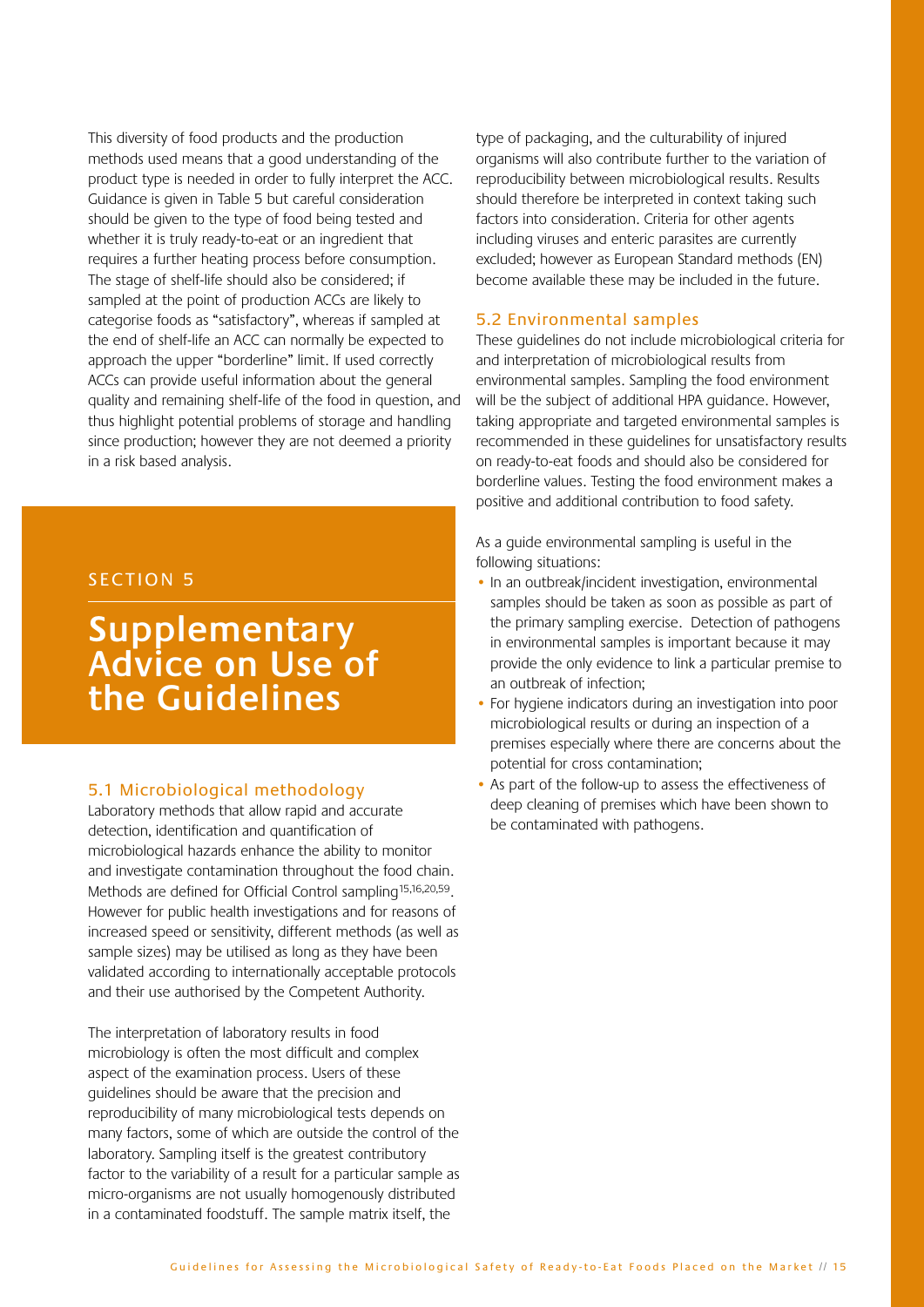This diversity of food products and the production methods used means that a good understanding of the product type is needed in order to fully interpret the ACC. Guidance is given in Table 5 but careful consideration should be given to the type of food being tested and whether it is truly ready-to-eat or an ingredient that requires a further heating process before consumption. The stage of shelf-life should also be considered; if sampled at the point of production ACCs are likely to categorise foods as "satisfactory", whereas if sampled at the end of shelf-life an ACC can normally be expected to approach the upper "borderline" limit. If used correctly ACCs can provide useful information about the general quality and remaining shelf-life of the food in question, and thus highlight potential problems of storage and handling since production; however they are not deemed a priority in a risk based analysis.

SECTION 5

# Supplementary Advice on Use of the Guidelines

## 5.1 Microbiological methodology

Laboratory methods that allow rapid and accurate detection, identification and quantification of microbiological hazards enhance the ability to monitor and investigate contamination throughout the food chain. Methods are defined for Official Control sampling[15,16,20,59]. However for public health investigations and for reasons of increased speed or sensitivity, different methods (as well as sample sizes) may be utilised as long as they have been validated according to internationally acceptable protocols and their use authorised by the Competent Authority.

The interpretation of laboratory results in food microbiology is often the most difficult and complex aspect of the examination process. Users of these guidelines should be aware that the precision and reproducibility of many microbiological tests depends on many factors, some of which are outside the control of the laboratory. Sampling itself is the greatest contributory factor to the variability of a result for a particular sample as micro-organisms are not usually homogenously distributed in a contaminated foodstuff. The sample matrix itself, the type of packaging, and the culturability of injured organisms will also contribute further to the variation of reproducibility between microbiological results. Results should therefore be interpreted in context taking such factors into consideration. Criteria for other agents including viruses and enteric parasites are currently excluded; however as European Standard methods (EN) become available these may be included in the future.

## 5.2 Environmental samples

These guidelines do not include microbiological criteria for and interpretation of microbiological results from environmental samples. Sampling the food environment will be the subject of additional HPA guidance. However, taking appropriate and targeted environmental samples is recommended in these guidelines for unsatisfactory results on ready-to-eat foods and should also be considered for borderline values. Testing the food environment makes a positive and additional contribution to food safety.

As a guide environmental sampling is useful in the following situations:

- In an outbreak/incident investigation, environmental samples should be taken as soon as possible as part of the primary sampling exercise. Detection of pathogens in environmental samples is important because it may provide the only evidence to link a particular premise to an outbreak of infection;
- For hygiene indicators during an investigation into poor microbiological results or during an inspection of a premises especially where there are concerns about the potential for cross contamination;
- As part of the follow-up to assess the effectiveness of deep cleaning of premises which have been shown to be contaminated with pathogens.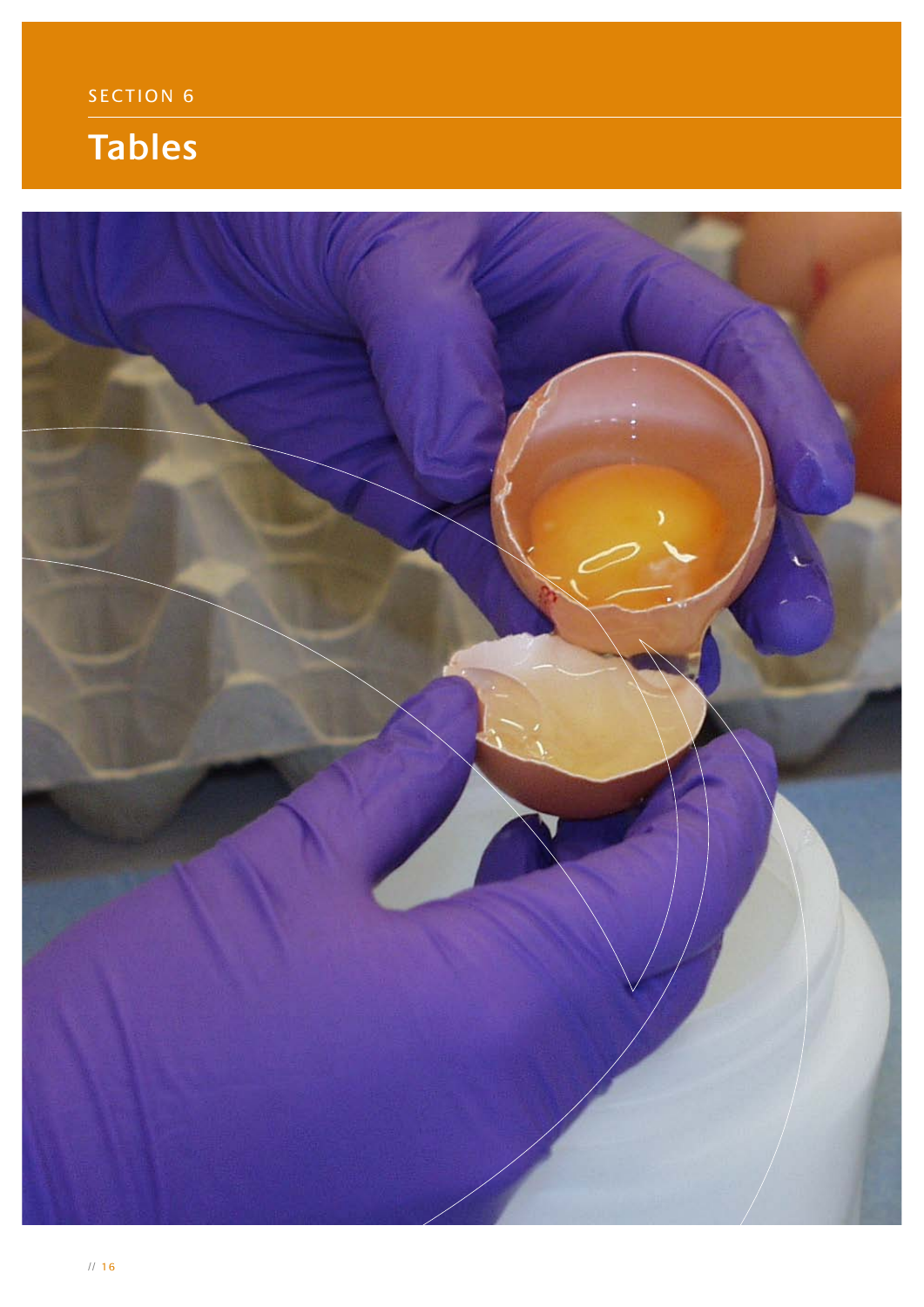SECTION 6

# Tables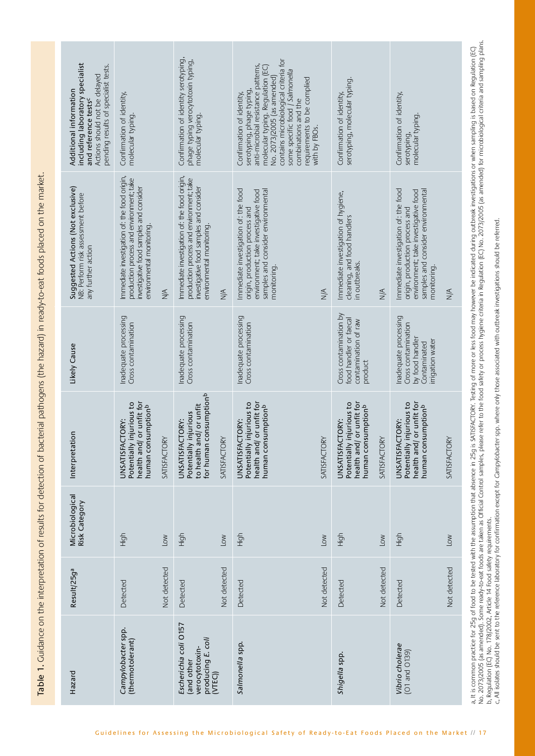**Table 1.** Guidance on the interpretation of results for detection of bacterial pathogens (the hazard) in ready-to-eat foods placed on the market.

| Hazard | Result/25g[a] | Microbiological Risk Category | Interpretation | Likely Cause | Suggested Actions (Not exclusive) NB: Perform risk assessment before any further action | Additional information including laboratory specialist and reference tests[c] Actions should not be delayed pending results of specialist tests. |
|---|---|---|---|---|---|---|
| *Campylobacter* spp. (thermotolerant) | Detected | High | UNSATISFACTORY: Potentially injurious to health and/ or unfit for human consumption[b] | Inadequate processing Cross contamination | Immediate investigation of: the food origin, production process and environment; take investigative food samples and consider environmental monitoring. | Confirmation of identity, molecular typing. |
| | Not detected | Low | SATISFACTORY | | N/A | |
| *Escherichia coli* O157 (and other verocytotoxin-producing *E. coli* (VTEC)) | Detected | High | UNSATISFACTORY: Potentially injurious to health and/ or unfit for human consumption[b] | Inadequate processing Cross contamination | Immediate investigation of: the food origin, production process and environment; take investigative food samples and consider environmental monitoring. | Confirmation of identity serotyping, phage typing verocytotoxin typing, molecular typing. |
| | Not detected | Low | SATISFACTORY | | N/A | |
| *Salmonella* spp. | Detected | High | UNSATISFACTORY: Potentially injurious to health and/ or unfit for human consumption[b] | Inadequate processing Cross contamination | Immediate investigation of: the food origin, production process and environment; take investigative food samples and consider environmental monitoring. | Confirmation of identity, serotyping, phage typing, anti-microbial resistance patterns, molecular typing. Regulation (EC) No. 2073/2005 (as amended) contains microbiological criteria for some specific food / *Salmonella* combinations and the requirements to be complied with by FBOs. |
| | Not detected | Low | SATISFACTORY | | N/A | |
| *Shigella* spp. | Detected | High | UNSATISFACTORY: Potentially injurious to health and/ or unfit for human consumption[b] | Cross contamination by food handler or faecal contamination of raw product | Immediate investigation of hygiene, cleaning, and food handlers in outbreaks. | Confirmation of identity, serotyping, molecular typing. |
| | Not detected | Low | SATISFACTORY | | N/A | |
| *Vibrio cholerae* (O1 and O139) | Detected | High | UNSATISFACTORY: Potentially injurious to health and/ or unfit for human consumption[b] | Inadequate processing Cross contamination by food handler Contaminated irrigation water | Immediate investigation of: the food origin, production process and environment; take investigative food samples and consider environmental monitoring. | Confirmation of identity, serotyping, molecular typing. |
| | Not detected | Low | SATISFACTORY | | N/A | |

a, It is common practice for 25g of food to be tested with the assumption that absence in 25g is SATISFACTORY. Testing of more or less food may however be indicated during outbreak investigations or when sampling is based on Regulation (EC) No. 2073/2005 (as amended). Some ready-to-eat foods are taken as Official Control samples, please refer to the food safety or process hygiene criteria in Regulation (EC) No. 2073/2005 (as amended) for microbiological criteria and sampling plans.
b, Regulation (EC) No. 178/2002, Article 14 Food safety requirements.
c, All isolates should be sent to the reference laboratory for confirmation except for *Campylobacter* spp. where only those associated with outbreak investigations should be referred.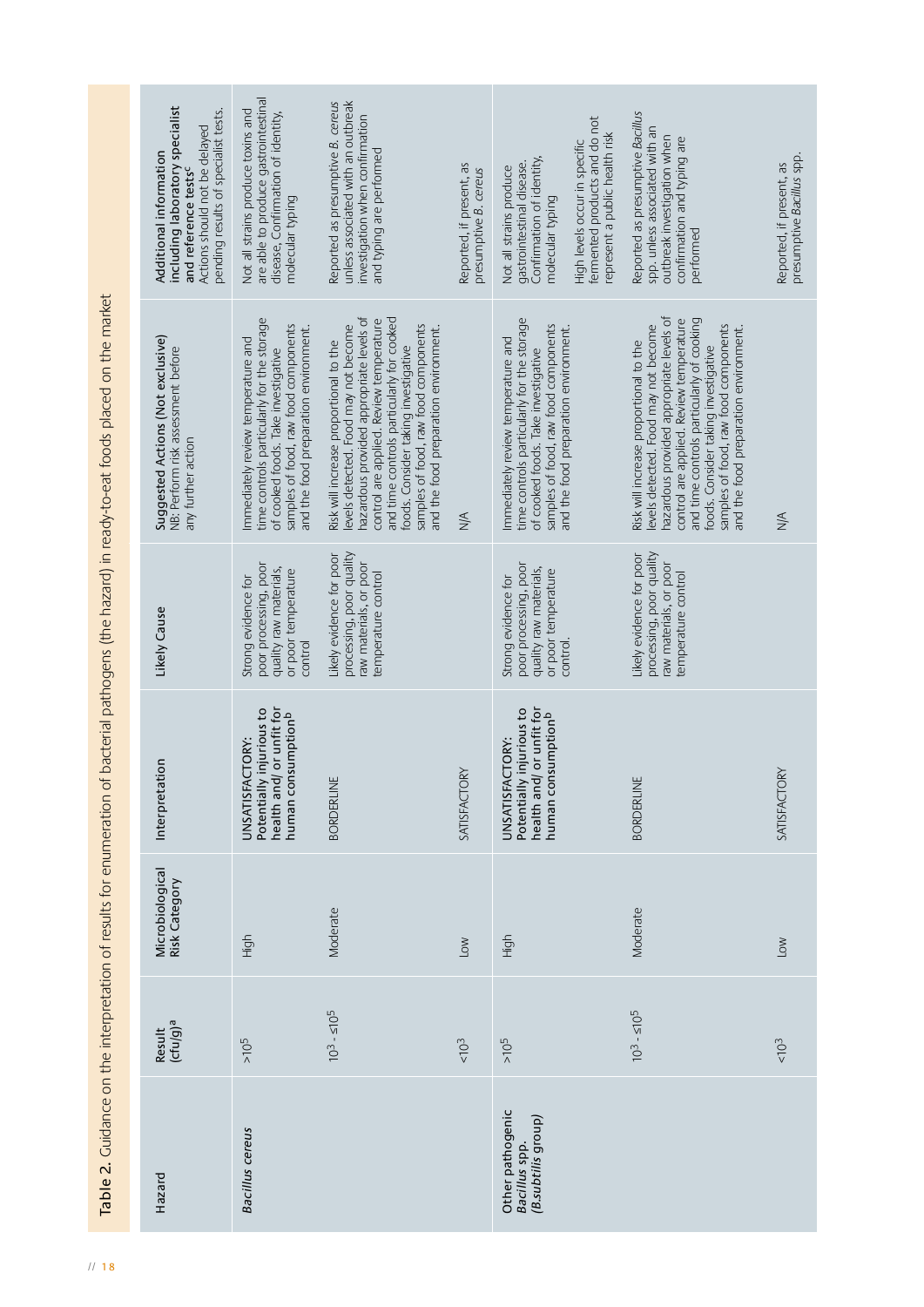**Table 2.** Guidance on the interpretation of results for enumeration of bacterial pathogens (the hazard) in ready-to-eat foods placed on the market

| Hazard | Result (cfu/g)[a] | Microbiological Risk Category | Interpretation | Likely Cause | Suggested Actions (Not exclusive) NB: Perform risk assessment before any further action | Additional information including laboratory specialist and reference tests[c] Actions should not be delayed pending results of specialist tests. |
|---|---|---|---|---|---|---|
| *Bacillus cereus* | $>10^5$ | High | **UNSATISFACTORY: Potentially injurious to health and/ or unfit for human consumption[b]** | Strong evidence for poor processing, poor quality raw materials, or poor temperature control | Immediately review temperature and time controls particularly for the storage of cooked foods. Take investigative samples of food, raw food components and the food preparation environment. | Not all strains produce toxins and are able to produce gastrointestinal disease, Confirmation of identity, molecular typing |
| | $10^3 - \leq 10^5$ | Moderate | BORDERLINE | Likely evidence for poor processing, poor quality raw materials, or poor temperature control | Risk will increase proportional to the levels detected. Food may not become hazardous provided appropriate levels of control are applied. Review temperature and time controls particularly for cooked foods. Consider taking investigative samples of food, raw food components and the food preparation environment. | Reported as presumptive *B. cereus* unless associated with an outbreak investigation when confirmation and typing are performed |
| | $<10^3$ | Low | SATISFACTORY | | N/A | Reported, if present, as presumptive *B. cereus* |
| **Other pathogenic *Bacillus* spp. (*B.subtilis* group)** | $>10^5$ | High | **UNSATISFACTORY: Potentially injurious to health and/ or unfit for human consumption[b]** | Strong evidence for poor processing, poor quality raw materials, or poor temperature control. | Immediately review temperature and time controls particularly for the storage of cooked foods. Take investigative samples of food, raw food components and the food preparation environment. | Not all strains produce gastrointestinal disease. Confirmation of identity, molecular typing<br><br>High levels occur in specific fermented products and do not represent a public health risk |
| | $10^3 - \leq 10^5$ | Moderate | BORDERLINE | Likely evidence for poor processing, poor quality raw materials, or poor temperature control | Risk will increase proportional to the levels detected. Food may not become hazardous provided appropriate levels of control are applied. Review temperature and time controls particularly of cooking foods. Consider taking investigative samples of food, raw food components and the food preparation environment. | Reported as presumptive *Bacillus* spp. unless associated with an outbreak investigation when confirmation and typing are performed |
| | $<10^3$ | Low | SATISFACTORY | | N/A | Reported, if present, as presumptive *Bacillus* spp. |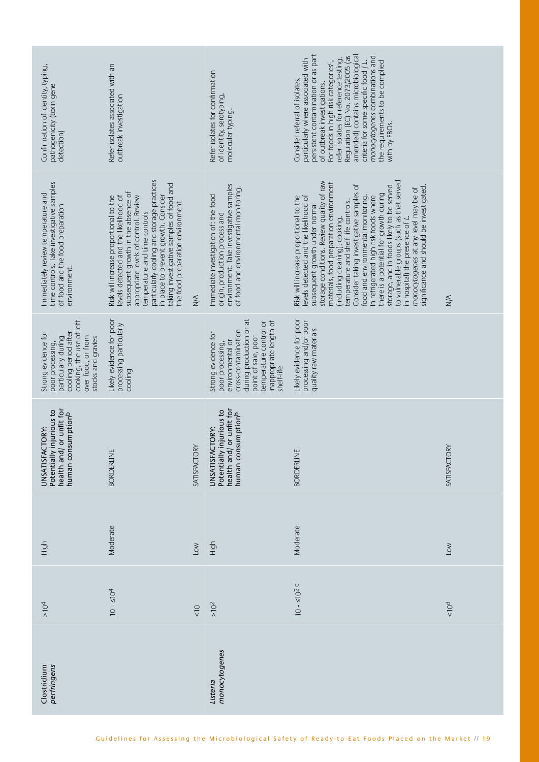| | | | | | | |
|---|---|---|---|---|---|---|
| Clostridium *perfringens* | $>10^4$ | High | UNSATISFACTORY: Potentially injurious to health and/ or unfit for human consumption[b] | Strong evidence for poor processing, particularly during cooling period after cooking, the use of left over food, or from stocks and gravies | Immediately review temperature and time controls. Take investigative samples of food and the food preparation environment. | Confirmation of identity, typing, pathogenicity (toxin gene detection) |
| | $10 - \leq 10^4$ | Moderate | BORDERLINE | Likely evidence for poor processing particularly cooling | Risk will increase proportional to the levels detected and the likelihood of subsequent growth in the absence of appropriate levels of control. Review temperature and time controls particularly cooling and storage practices in place to prevent growth. Consider taking investigative samples of food and the food preparation environment. | Refer isolates associated with an outbreak investigation |
| | $<10$ | Low | SATISFACTORY | | N/A | |
| *Listeria monocytogenes* | $>10^2$ | High | UNSATISFACTORY: Potentially injurious to health and/ or unfit for human consumption[b] | Strong evidence for poor processing, environmental or cross-contamination during production or at point of sale, poor temperature control or inappropriate length of shelf-life | Immediate investigation of: the food origin, production process and environment. Take investigative samples of food and environmental monitoring. | Refer isolates for confirmation of identity, serotyping, molecular typing. |
| | $10 - \leq 10^2$ [c] | Moderate | BORDERLINE | Likely evidence for poor processing and/or poor quality raw materials | Risk will increase proportional to the levels detected and the likelihood of subsequent growth under normal storage conditions. Review quality of raw materials, food preparation environment (including cleaning), cooking, temperature and shelf life controls. Consider taking investigative samples of food and environmental monitoring. In refrigerated high risk foods where there is a potential for growth during storage, and in foods likely to be served to vulnerable groups (such as that served in hospital) the presence of *L. monocytogenes* at any level may be of significance and should be investigated. | Consider referral of isolates, particularly where associated with persistent contamination or as part of outbreak investigations. For foods in high risk categories[c], refer isolates for reference testing. Regulation (EC) No. 2073/2005 (as amended) contains microbiological criteria for some specific food / *L. monocytogenes* combinations and the requirements to be complied with by FBOs. |
| | $<10$[d] | Low | SATISFACTORY | | N/A | |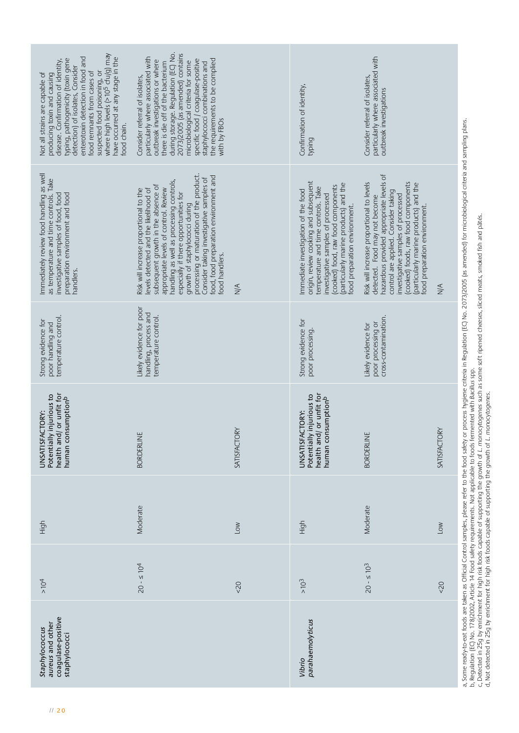| | | | | | | |
|---|---|---|---|---|---|---|
| *Staphylococcus aureus* and other coagulase-positive staphylococci | >$10^4$ | High | UNSATISFACTORY: Potentially injurious to health and/ or unfit for human consumption[b] | Strong evidence for poor handling and temperature control. | Immediately review food handling as well as temperature and time controls. Take investigative samples of food, food preparation environment and food handlers. | Not all strains are capable of producing toxin and causing disease. Confirmation of identity, typing, pathogenicity (toxin gene detection) of isolates. Consider enterotoxin detection in food and food remnants from cases of suspected food poisoning, or where high levels (>$10^5$ cfu/g) may have occurred at any stage in the food chain. |
| | 20 - ≤ $10^4$ | Moderate | BORDERLINE | Likely evidence for poor handling, process and temperature control. | Risk will increase proportional to the levels detected and the likelihood of subsequent growth in the absence of appropriate levels of control. Review handling as well as processing controls, especially if there opportunities for growth of staphylococci during processing or maturation of the product. Consider taking investigative samples of food, food preparation environment and food handlers. | Consider referral of isolates, particularly where associated with outbreak investigations or where there is die off of the bacterium during storage. Regulation (EC) No. 2073/2005 (as amended) contains microbiological criteria for some specific food / coagulase-positive staphylococci combinations and the requirements to be complied with by FBOs |
| | <20 | Low | SATISFACTORY | | N/A | |
| *Vibrio parahaemolyticus* | >$10^3$ | High | UNSATISFACTORY: Potentially injurious to health and/ or unfit for human consumption[b] | Strong evidence for poor processing. | Immediate investigation of the food origin, review cooking and subsequent temperature and time controls. Take investigative samples of processed (cooked) food, raw food components (particularly marine products) and the food preparation environment. | Confirmation of identity, typing |
| | 20 - ≤ $10^3$ | Moderate | BORDERLINE | Likely evidence for poor processing or cross-contamination. | Risk will increase proportional to levels detected. Food may not become hazardous provided appropriate levels of control are applied. Consider taking investigative samples of processed (cooked) foods, raw food components (particularly marine products) and the food preparation environment. | Consider referral of isolates, particularly where associated with outbreak investigations |
| | <20 | Low | SATISFACTORY | | N/A | |

a, Some ready-to-eat foods are taken as Official Control samples, please refer to the food safety or process hygiene criteria in Regulation (EC) No. 2073/2005 (as amended) for microbiological criteria and sampling plans.
b, Regulation (EC) No. 178/2002, Article 14 Food safety requirements. Not applicable to foods fermented with *Bacillus* spp.
c, Detected in 25g by enrichment for high risk foods capable of supporting the growth of *L. monocytogenes* such as some soft ripened cheeses, sliced meats, smoked fish and pâtés.
d, Not detected in 25g by enrichment for high risk foods capable of supporting the growth of *L. monocytogenes*.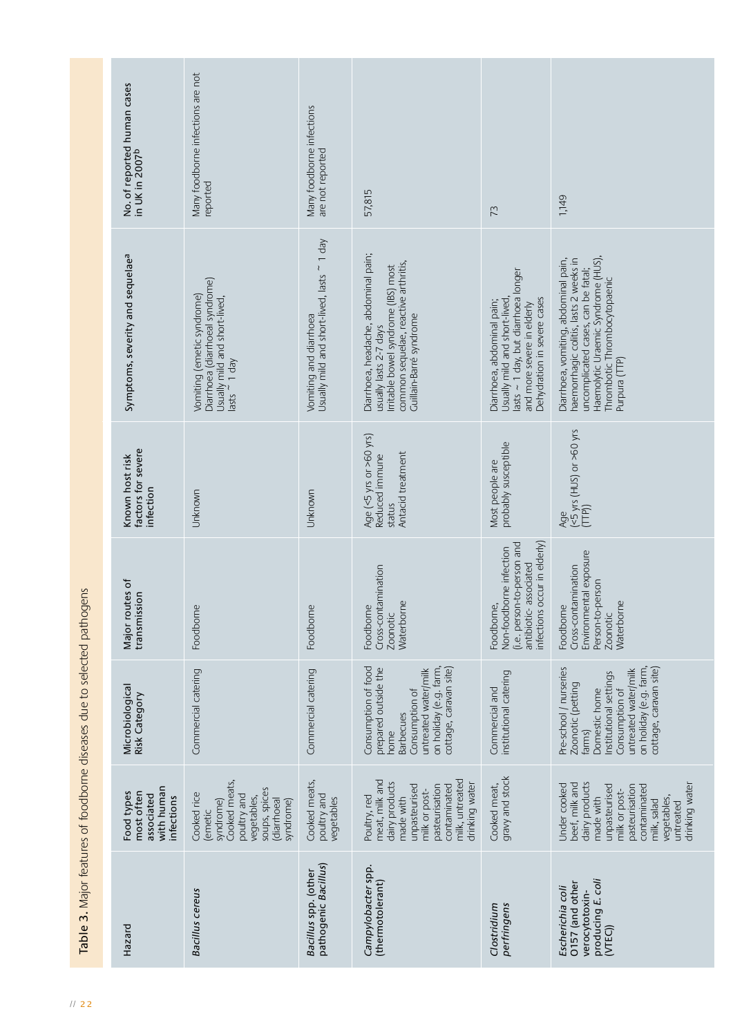Table 3. Major features of foodborne diseases due to selected pathogens

| Hazard | Food types most often associated with human infections | Microbiological Risk Category | Major routes of transmission | Known host risk factors for severe infection | Symptoms, severity and sequelae[a] | No. of reported human cases in UK in 2007[b] |
|---|---|---|---|---|---|---|
| *Bacillus cereus* | Cooked rice (emetic syndrome) Cooked meats, poultry and vegetables, soups, spices (diarrhoeal syndrome) | Commercial catering | Foodborne | Unknown | Vomiting (emetic syndrome) Diarrhoea (diarrhoeal syndrome) Usually mild and short-lived, lasts ~ 1 day | Many foodborne infections are not reported |
| *Bacillus* spp. (other pathogenic *Bacillus*) | Cooked meats, poultry and vegetables | Commercial catering | Foodborne | Unknown | Vomiting and diarrhoea Usually mild and short-lived, lasts ~ 1 day | Many foodborne infections are not reported |
| *Campylobacter* spp. (thermotolerant) | Poultry, red meat, milk and dairy products made with unpasteurised milk or post-pasteurisation contaminated milk, untreated drinking water | Consumption of food prepared outside the home Barbecues Consumption of untreated water/milk on holiday (e.g. farm, cottage, caravan site) | Foodborne Cross-contamination Zoonotic Waterborne | Age (<5 yrs or >60 yrs) Reduced immune status Antacid treatment | Diarrhoea, headache, abdominal pain; usually lasts 2-7 days Irritable bowel syndrome (IBS) most common sequelae, reactive arthritis, Guillain-Barré syndrome | 57,815 |
| *Clostridium perfringens* | Cooked meat, gravy and stock | Commercial and institutional catering | Foodborne, Non-foodborne infection (i.e. person-to-person and antibiotic- associated infections occur in elderly) | Most people are probably susceptible | Diarrhoea, abdominal pain; Usually mild and short-lived, lasts ~ 1 day, but diarrhoea longer and more severe in elderly Dehydration in severe cases | 73 |
| *Escherichia coli* O157 (and other verocytotoxin-producing *E. coli* (VTEC)) | Under cooked beef, milk and dairy products made with unpasteurised milk or post-pasteurisation contaminated milk, salad vegetables, untreated drinking water | Pre-school / nurseries Zoonotic (petting farms) Domestic home Institutional settings Consumption of untreated water/milk on holiday (e.g. farm, cottage, caravan site) | Foodborne Cross-contamination Environmental exposure Person-to-person Zoonotic Waterborne | Age (<5 yrs (HUS) or >60 yrs (TTP)) | Diarrhoea, vomiting, abdominal pain, haemorrhagic colitis, lasts 2 weeks in uncomplicated cases, can be fatal; Haemolytic Uraemic Syndrome (HUS), Thrombotic Thrombocytopaenic Purpura (TTP) | 1,149 |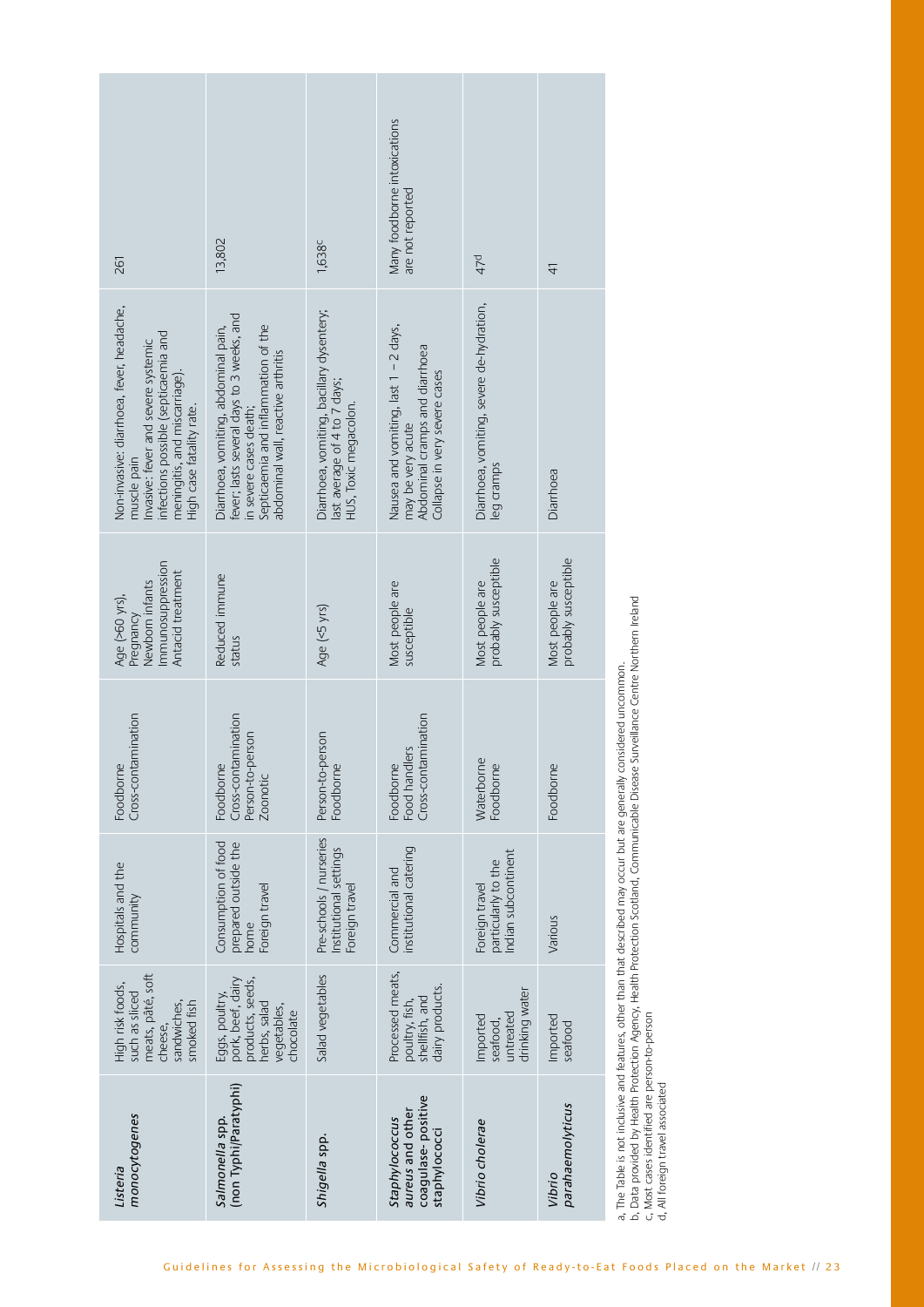| | | | | | | |
|---|---|---|---|---|---|---|
| ***Listeria monocytogenes*** | High risk foods, such as sliced meats, pâté, soft cheese, sandwiches, smoked fish | Hospitals and the community | Foodborne<br>Cross-contamination | Age (>60 yrs),<br>Pregnancy<br>Newborn infants<br>Immunosuppression<br>Antacid treatment | Non-invasive: diarrhoea, fever, headache, muscle pain<br>Invasive: fever and severe systemic infections possible (septicaemia and meningitis, and miscarriage).<br>High case fatality rate. | 261 |
| ***Salmonella* spp. (non Typhi/Paratyphi)** | Eggs, poultry, pork, beef, dairy products, seeds, herbs, salad vegetables, chocolate | Consumption of food prepared outside the home<br>Foreign travel | Foodborne<br>Cross-contamination<br>Person-to-person<br>Zoonotic | Reduced immune status | Diarrhoea, vomiting, abdominal pain, fever; lasts several days to 3 weeks, and in severe cases death;<br>Septicaemia and inflammation of the abdominal wall, reactive arthritis | 13,802 |
| ***Shigella* spp.** | Salad vegetables | Pre-schools / nurseries<br>Institutional settings<br>Foreign travel | Person-to-person<br>Foodborne | Age (<5 yrs) | Diarrhoea, vomiting, bacillary dysentery; last average of 4 to 7 days;<br>HUS, Toxic megacolon. | 1,638[c] |
| ***Staphylococcus aureus* and other coagulase- positive staphylococci** | Processed meats, poultry, fish, shellfish, and dairy products. | Commercial and institutional catering | Foodborne<br>Food handlers<br>Cross-contamination | Most people are susceptible | Nausea and vomiting, last 1 – 2 days, may be very acute<br>Abdominal cramps and diarrhoea<br>Collapse in very severe cases | Many foodborne intoxications are not reported |
| ***Vibrio cholerae*** | Imported seafood, untreated drinking water | Foreign travel particularly to the Indian subcontinent | Waterborne<br>Foodborne | Most people are probably susceptible | Diarrhoea, vomiting, severe de-hydration, leg cramps | 47[d] |
| ***Vibrio parahaemolyticus*** | Imported seafood | Various | Foodborne | Most people are probably susceptible | Diarrhoea | 41 |

a, The Table is not inclusive and features, other than that described may occur but are generally considered uncommon.
b, Data provided by Health Protection Agency, Health Protection Scotland, Communicable Disease Surveillance Centre Northern Ireland
c, Most cases identified are person-to-person
d, All foreign travel associated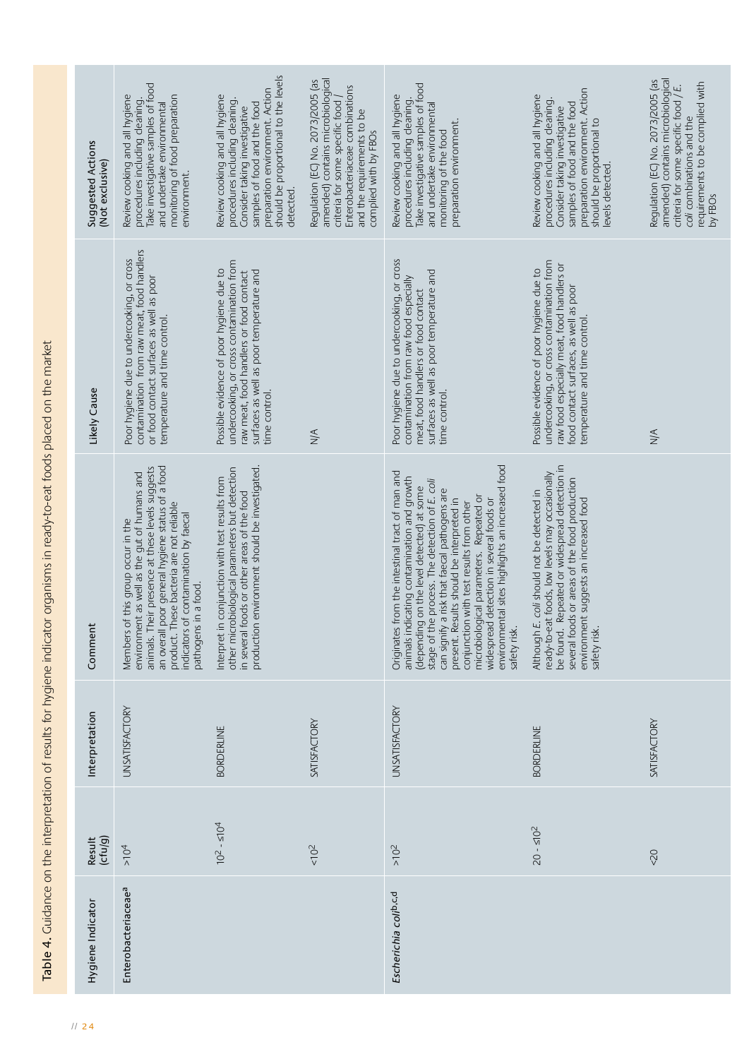Table 4. Guidance on the interpretation of results for hygiene indicator organisms in ready-to-eat foods placed on the market

| Hygiene Indicator | Result (cfu/g) | Interpretation | Comment | Likely Cause | Suggested Actions (Not exclusive) |
|---|---|---|---|---|---|
| Enterobacteriaceae[a] | $>10^4$ | UNSATISFACTORY | Members of this group occur in the environment as well as the gut of humans and animals. Their presence at these levels suggests an overall poor general hygiene status of a food product. These bacteria are not reliable indicators of contamination by faecal pathogens in a food. | Poor hygiene due to undercooking, or cross contamination from raw meat, food handlers or food contact surfaces as well as poor temperature and time control. | Review cooking and all hygiene procedures including cleaning. Take investigative samples of food and undertake environmental monitoring of food preparation environment. |
| | $10^2$ - $\leq10^4$ | BORDERLINE | Interpret in conjunction with test results from other microbiological parameters but detection in several foods or other areas of the food production environment should be investigated. | Possible evidence of poor hygiene due to undercooking, or cross contamination from raw meat, food handlers or food contact surfaces as well as poor temperature and time control. | Review cooking and all hygiene procedures including cleaning. Consider taking investigative samples of food and the food preparation environment. Action should be proportional to the levels detected. |
| | $<10^2$ | SATISFACTORY | | N/A | Regulation (EC) No. 2073/2005 (as amended) contains microbiological criteria for some specific food / Enterobacteriaceae combinations and the requirements to be complied with by FBOs |
| *Escherichia coli*[b,c,d] | $>10^2$ | UNSATISFACTORY | Originates from the intestinal tract of man and animals indicating contamination and growth (depending on the level detected) at some stage of the process. The detection of *E. coli* can signify a risk that faecal pathogens are present. Results should be interpreted in conjunction with test results from other microbiological parameters. Repeated or widespread detection in several foods or environmental sites highlights an increased food safety risk. | Poor hygiene due to undercooking, or cross contamination from raw food especially meat, food handlers or food contact surfaces as well as poor temperature and time control. | Review cooking and all hygiene procedures including cleaning. Take investigative samples of food and undertake environmental monitoring of the food preparation environment. |
| | $20$ - $\leq10^2$ | BORDERLINE | Although *E. coli* should not be detected in ready-to-eat foods, low levels may occasionally be found. Repeated or widespread detection in several foods or areas of the food production environment suggests an increased food safety risk. | Possible evidence of poor hygiene due to undercooking, or cross contamination from raw food especially meat, food handlers or food contact surfaces, as well as poor temperature and time control. | Review cooking and all hygiene procedures including cleaning. Consider taking investigative samples of food and the food preparation environment. Action should be proportional to levels detected. |
| | $<20$ | SATISFACTORY | | N/A | Regulation (EC) No. 2073/2005 (as amended) contains microbiological criteria for some specific food / *E. coli* combinations and the requirements to be complied with by FBOs |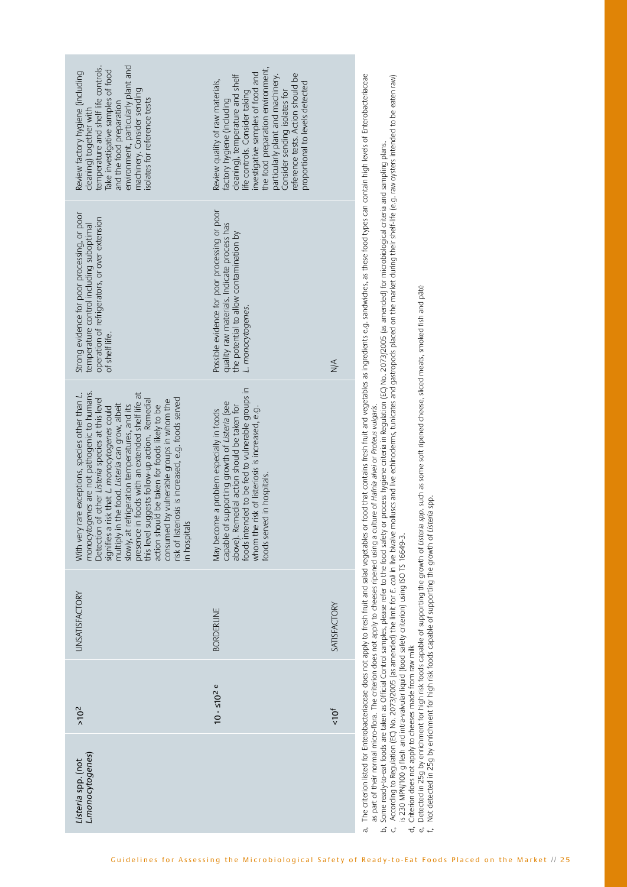| *Listeria* spp. (not *L.monocytogenes*) | $>10^2$ | UNSATISFACTORY | With very rare exceptions, species other than *L. monocytogenes* are not pathogenic to humans. Detection of other *Listeria* species at this level signifies a risk that *L. monocytogenes* could multiply in the food. *Listeria* can grow, albeit slowly, at refrigeration temperatures, and its presence in foods with an extended shelf life at this level suggests follow-up action. Remedial action should be taken for foods likely to be consumed by vulnerable groups in whom the risk of listeriosis is increased, e.g. foods served in hospitals | Strong evidence for poor processing, or poor temperature control including suboptimal operation of refrigerators, or over extension of shelf life. | Review factory hygiene (including cleaning) together with temperature and shelf life controls. Take investigative samples of food and the food preparation environment, particularly plant and machinery. Consider sending isolates for reference tests |
|---|---|---|---|---|---|
| | $10 - \leq 10^2$ [e] | BORDERLINE | May become a problem especially in foods capable of supporting growth of *Listeria* (see above). Remedial action should be taken for foods intended to be fed to vulnerable groups in whom the risk of listeriosis is increased, e.g. foods served in hospitals. | Possible evidence for poor processing or poor quality raw materials. Indicate process has the potential to allow contamination by *L. monocytogenes*. | Review quality of raw materials, factory hygiene (including cleaning), temperature and shelf life controls. Consider taking investigative samples of food and the food preparation environment, particularly plant and machinery. Consider sending isolates for reference tests. Action should be proportional to levels detected |
| | $<10$ [f] | SATISFACTORY | | N/A | |

a, The criterion listed for Enterobacteriaceae does not apply to fresh fruit and salad vegetables or food that contains fresh fruit and vegetables as ingredients e.g. sandwiches, as these food types can contain high levels of Enterobacteriaceae as part of their normal micro-flora. The criterion does not apply to cheeses ripened using a culture of *Hafnia alvei* or *Proteus vulgaris*.

b, Some ready-to-eat foods are taken as Official Control samples, please refer to the food safety or process hygiene criteria in Regulation (EC) No. 2073/2005 (as amended) for microbiological criteria and sampling plans.

c, According to Regulation (EC) No. 2073/2005 (as amended) the limit for *E. coli* in live bivalve molluscs and live echinoderms, tunicates and gastropods placed on the market during their shelf-life (e.g. raw oysters intended to be eaten raw) is 230 MPN/100 g flesh and intra-valvular liquid (food safety criterion) using ISO TS 16649-3.

d, Criterion does not apply to cheeses made from raw milk

e, Detected in 25g by enrichment for high risk foods capable of supporting the growth of *Listeria spp.* such as some soft ripened cheese, sliced meats, smoked fish and pâté

f, Not detected in 25g by enrichment for high risk foods capable of supporting the growth of *Listeria* spp.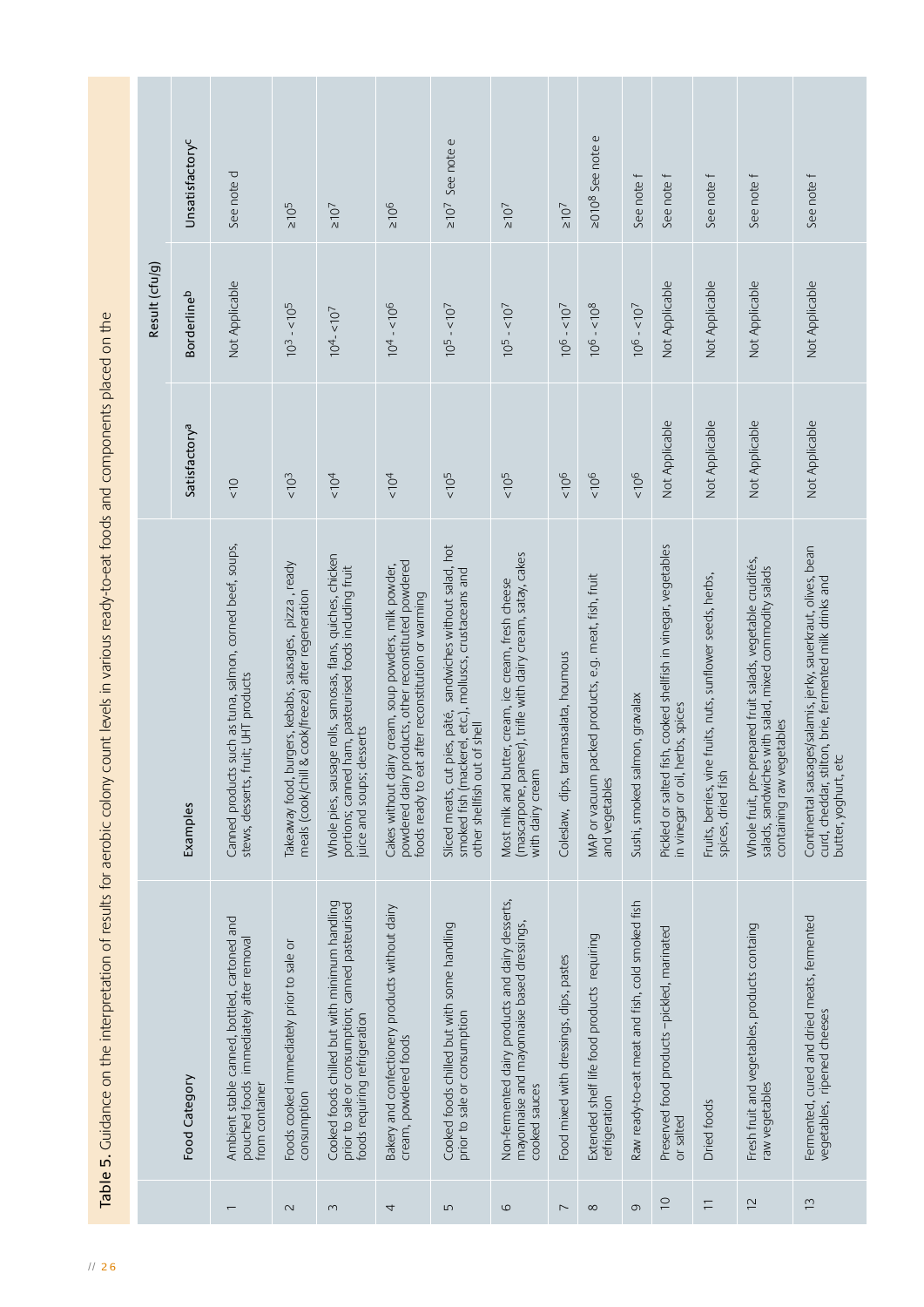**Table 5.** Guidance on the interpretation of results for aerobic colony count levels in various ready-to-eat foods and components placed on the

| | Food Category | Examples | Result (cfu/g) | | |
|---|---|---|---|---|---|
| | | | Satisfactory[a] | Borderline[b] | Unsatisfactory[c] |
| 1 | Ambient stable canned, bottled, cartoned and pouched foods immediately after removal from container | Canned products such as tuna, salmon, corned beef, soups, stews, desserts, fruit; UHT products | <10 | Not Applicable | See note d |
| 2 | Foods cooked immediately prior to sale or consumption | Takeaway food, burgers, kebabs, sausages, pizza , ready meals (cook/chill & cook/freeze) after regeneration | $<10^3$ | $10^3 - <10^5$ | $\geq 10^5$ |
| 3 | Cooked foods chilled but with minimum handling prior to sale or consumption; canned pasteurised foods requiring refrigeration | Whole pies, sausage rolls, samosas, flans, quiches, chicken portions; canned ham, pasteurised foods including fruit juice and soups; desserts | $<10^4$ | $10^4 - <10^7$ | $\geq 10^7$ |
| 4 | Bakery and confectionery products without dairy cream, powdered foods | Cakes without dairy cream, soup powders, milk powder, powdered dairy products, other reconstituted powdered foods ready to eat after reconstitution or warming | $<10^4$ | $10^4 - <10^6$ | $\geq 10^6$ |
| 5 | Cooked foods chilled but with some handling prior to sale or consumption | Sliced meats, cut pies, pâté, sandwiches without salad, hot smoked fish (mackerel, etc.), molluscs, crustaceans and other shellfish out of shell | $<10^5$ | $10^5 - <10^7$ | $\geq 10^7$ See note e |
| 6 | Non-fermented dairy products and dairy desserts, mayonnaise and mayonnaise based dressings, cooked sauces | Most milk and butter, cream, ice cream, fresh cheese (mascarpone, paneer), trifle with dairy cream, satay, cakes with dairy cream | $<10^5$ | $10^5 - <10^7$ | $\geq 10^7$ |
| 7 | Food mixed with dressings, dips, pastes | Coleslaw, dips, taramasalata, houmous | $<10^6$ | $10^6 - <10^7$ | $\geq 10^7$ |
| 8 | Extended shelf life food products requiring refrigeration | MAP or vacuum packed products, e.g. meat, fish, fruit and vegetables | $<10^6$ | $10^6 - <10^8$ | $\geq 0 10^8$ See note e |
| 9 | Raw ready-to-eat meat and fish, cold smoked fish | Sushi, smoked salmon, gravalax | $<10^6$ | $10^6 - <10^7$ | See note f |
| 10 | Preserved food products –pickled, marinated or salted | Pickled or salted fish, cooked shellfish in vinegar, vegetables in vinegar or oil, herbs, spices | Not Applicable | Not Applicable | See note f |
| 11 | Dried foods | Fruits, berries, vine fruits, nuts, sunflower seeds, herbs, spices, dried fish | Not Applicable | Not Applicable | See note f |
| 12 | Fresh fruit and vegetables, products containg raw vegetables | Whole fruit, pre-prepared fruit salads, vegetable crudités, salads, sandwiches with salad, mixed commodity salads containing raw vegetables | Not Applicable | Not Applicable | See note f |
| 13 | Fermented, cured and dried meats, fermented vegetables, ripened cheeses | Continental sausages/salamis, jerky, sauerkraut, olives, bean curd, cheddar, stilton, brie, fermented milk drinks and butter, yoghurt, etc | Not Applicable | Not Applicable | See note f |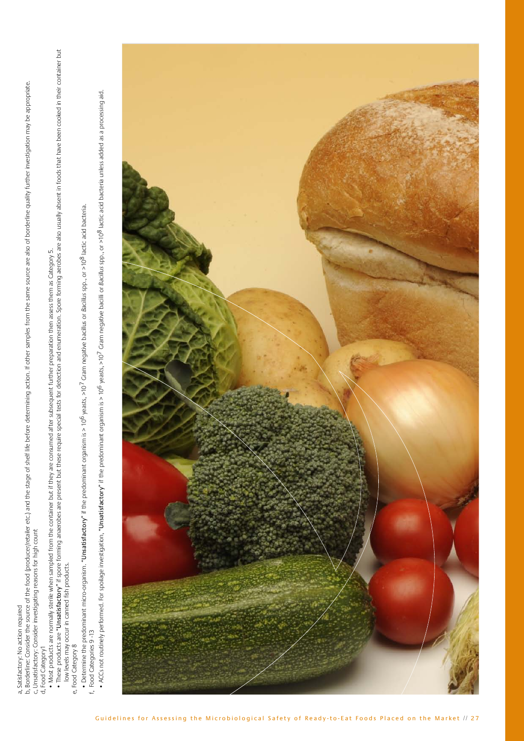a, Satisfactory: No action required
b, Borderline: Consider the source of the food (producer/retailer etc.) and the stage of shelf life before determining action. If other samples from the same source are also of borderline quality further investigation may be appropriate.
c, Unsatisfactory: Consider investigating reasons for high count
d, Food Category1

- Most products are normally sterile when sampled from the container but if they are consumed after subsequent further preparation then assess them as Category 5.
- These products are "**Unsatisfactory**" if spore forming anaerobes are present but these require special tests for detection and enumeration. Spore forming aerobes are also usually absent in foods that have been cooked in their container but low levels may occur in canned fish products.

e, Food Category 8

- Determine the predominant micro-organism. "**Unsatisfactory**" if the predominant organism is > $10^6$ yeasts, >$10^7$ Gram negative bacillus or *Bacillus* spp., or >$10^8$ lactic acid bacteria.

f, Food Categories 9 -13

- ACCs not routinely performed. For spoilage investigation, "**Unsatisfactory**" if the predominant organism is > $10^6$ yeasts, >$10^7$ Gram negative bacilli or *Bacillus* spp., or >$10^8$ lactic acid bacteria unless added as a processing aid.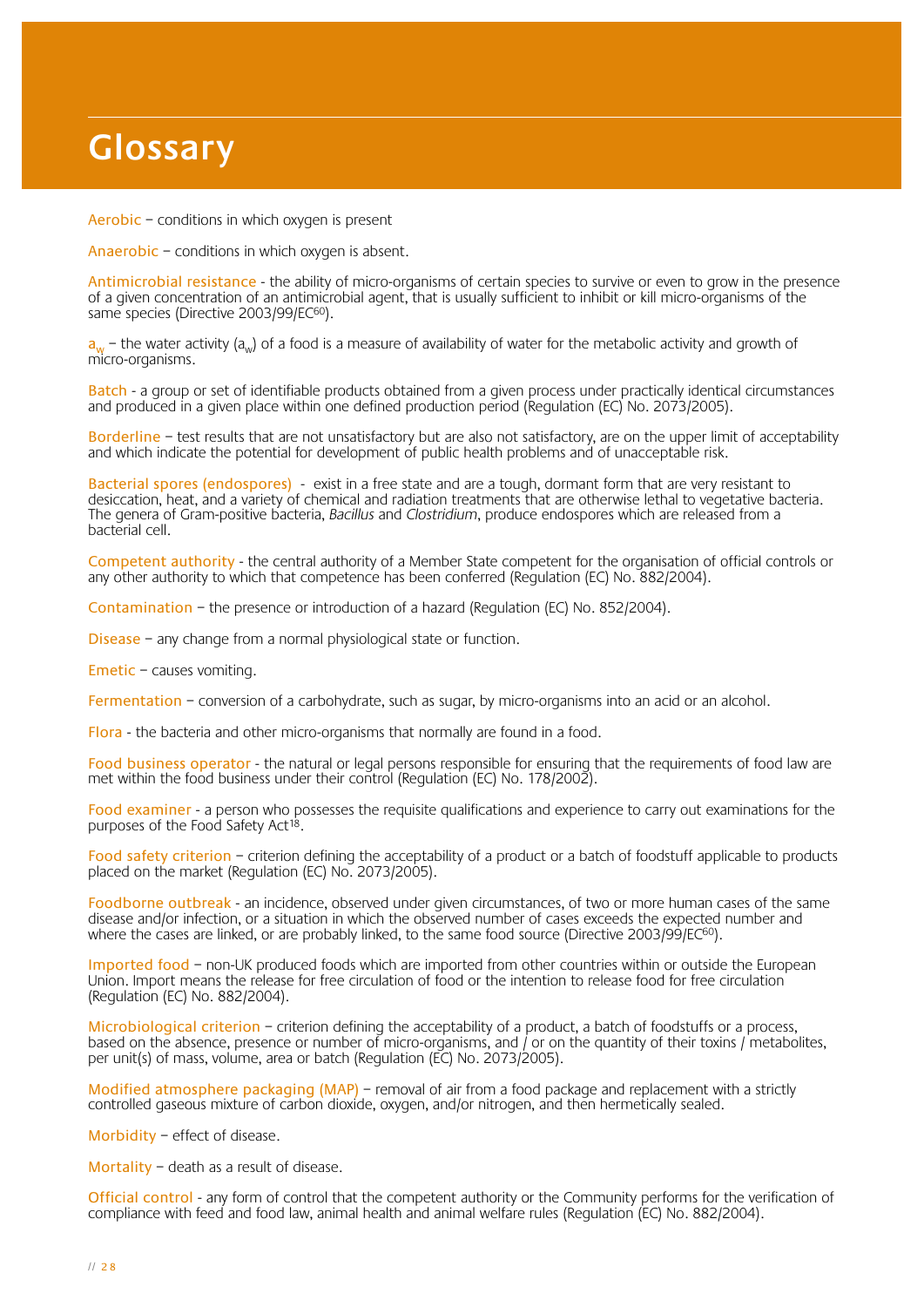# Glossary

Aerobic – conditions in which oxygen is present

Anaerobic – conditions in which oxygen is absent.

Antimicrobial resistance - the ability of micro-organisms of certain species to survive or even to grow in the presence of a given concentration of an antimicrobial agent, that is usually sufficient to inhibit or kill micro-organisms of the same species (Directive 2003/99/EC[60]).

$a_w$ – the water activity ($a_w$) of a food is a measure of availability of water for the metabolic activity and growth of micro-organisms.

Batch - a group or set of identifiable products obtained from a given process under practically identical circumstances and produced in a given place within one defined production period (Regulation (EC) No. 2073/2005).

Borderline – test results that are not unsatisfactory but are also not satisfactory, are on the upper limit of acceptability and which indicate the potential for development of public health problems and of unacceptable risk.

Bacterial spores (endospores) - exist in a free state and are a tough, dormant form that are very resistant to desiccation, heat, and a variety of chemical and radiation treatments that are otherwise lethal to vegetative bacteria. The genera of Gram-positive bacteria, *Bacillus* and *Clostridium*, produce endospores which are released from a bacterial cell.

Competent authority - the central authority of a Member State competent for the organisation of official controls or any other authority to which that competence has been conferred (Regulation (EC) No. 882/2004).

Contamination – the presence or introduction of a hazard (Regulation (EC) No. 852/2004).

Disease – any change from a normal physiological state or function.

Emetic – causes vomiting.

Fermentation – conversion of a carbohydrate, such as sugar, by micro-organisms into an acid or an alcohol.

Flora - the bacteria and other micro-organisms that normally are found in a food.

Food business operator - the natural or legal persons responsible for ensuring that the requirements of food law are met within the food business under their control (Regulation (EC) No. 178/2002).

Food examiner - a person who possesses the requisite qualifications and experience to carry out examinations for the purposes of the Food Safety Act[18].

Food safety criterion – criterion defining the acceptability of a product or a batch of foodstuff applicable to products placed on the market (Regulation (EC) No. 2073/2005).

Foodborne outbreak - an incidence, observed under given circumstances, of two or more human cases of the same disease and/or infection, or a situation in which the observed number of cases exceeds the expected number and where the cases are linked, or are probably linked, to the same food source (Directive 2003/99/EC[60]).

Imported food – non-UK produced foods which are imported from other countries within or outside the European Union. Import means the release for free circulation of food or the intention to release food for free circulation (Regulation (EC) No. 882/2004).

Microbiological criterion – criterion defining the acceptability of a product, a batch of foodstuffs or a process, based on the absence, presence or number of micro-organisms, and / or on the quantity of their toxins / metabolites, per unit(s) of mass, volume, area or batch (Regulation (EC) No. 2073/2005).

Modified atmosphere packaging (MAP) – removal of air from a food package and replacement with a strictly controlled gaseous mixture of carbon dioxide, oxygen, and/or nitrogen, and then hermetically sealed.

Morbidity – effect of disease.

Mortality – death as a result of disease.

Official control - any form of control that the competent authority or the Community performs for the verification of compliance with feed and food law, animal health and animal welfare rules (Regulation (EC) No. 882/2004).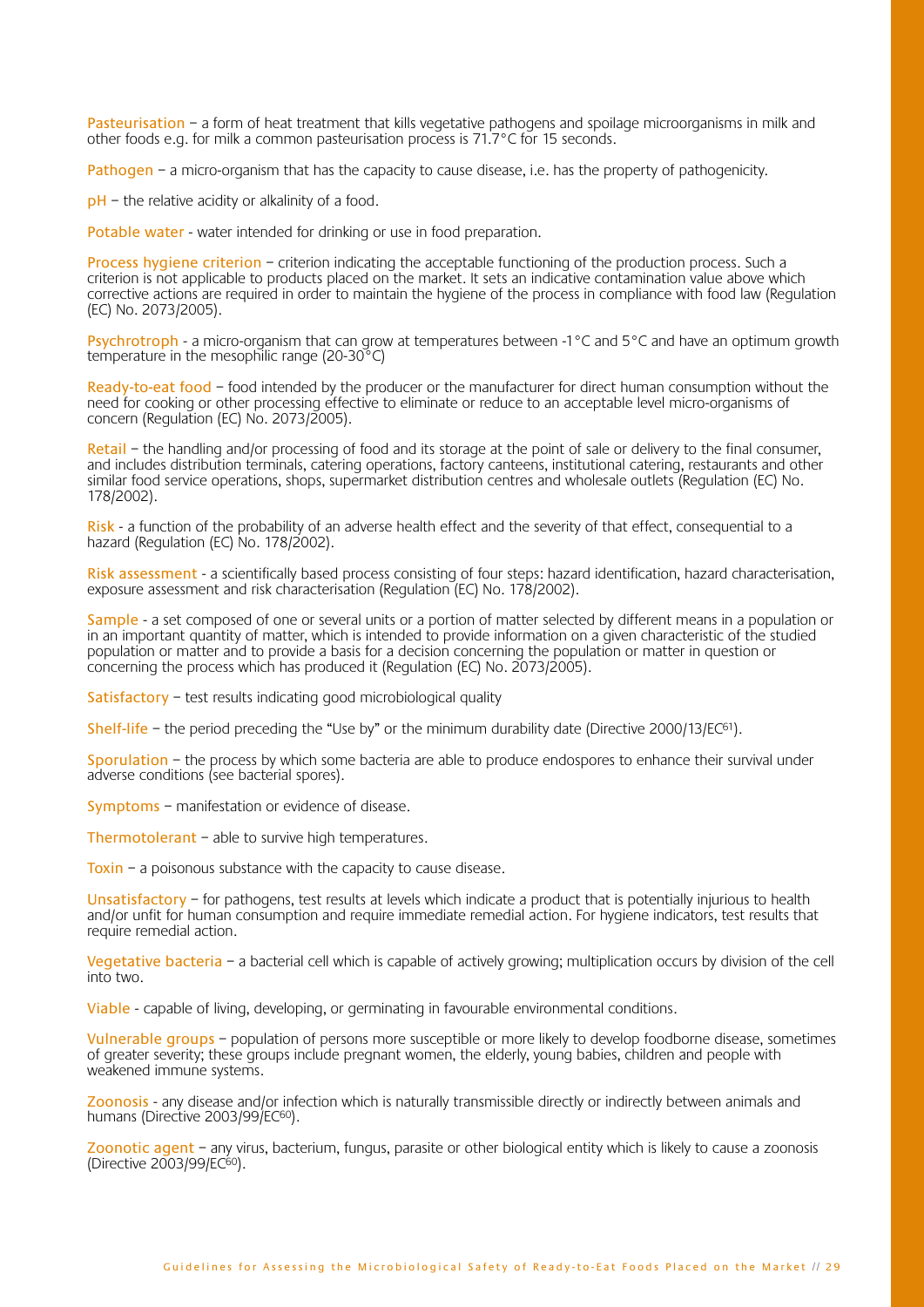Pasteurisation – a form of heat treatment that kills vegetative pathogens and spoilage microorganisms in milk and other foods e.g. for milk a common pasteurisation process is 71.7°C for 15 seconds.

Pathogen – a micro-organism that has the capacity to cause disease, i.e. has the property of pathogenicity.

pH – the relative acidity or alkalinity of a food.

Potable water - water intended for drinking or use in food preparation.

Process hygiene criterion – criterion indicating the acceptable functioning of the production process. Such a criterion is not applicable to products placed on the market. It sets an indicative contamination value above which corrective actions are required in order to maintain the hygiene of the process in compliance with food law (Regulation (EC) No. 2073/2005).

Psychrotroph - a micro-organism that can grow at temperatures between -1°C and 5°C and have an optimum growth temperature in the mesophilic range (20-30°C)

Ready-to-eat food – food intended by the producer or the manufacturer for direct human consumption without the need for cooking or other processing effective to eliminate or reduce to an acceptable level micro-organisms of concern (Regulation (EC) No. 2073/2005).

Retail – the handling and/or processing of food and its storage at the point of sale or delivery to the final consumer, and includes distribution terminals, catering operations, factory canteens, institutional catering, restaurants and other similar food service operations, shops, supermarket distribution centres and wholesale outlets (Regulation (EC) No. 178/2002).

Risk - a function of the probability of an adverse health effect and the severity of that effect, consequential to a hazard (Regulation (EC) No. 178/2002).

Risk assessment - a scientifically based process consisting of four steps: hazard identification, hazard characterisation, exposure assessment and risk characterisation (Regulation (EC) No. 178/2002).

Sample - a set composed of one or several units or a portion of matter selected by different means in a population or in an important quantity of matter, which is intended to provide information on a given characteristic of the studied population or matter and to provide a basis for a decision concerning the population or matter in question or concerning the process which has produced it (Regulation (EC) No. 2073/2005).

Satisfactory – test results indicating good microbiological quality

Shelf-life – the period preceding the "Use by" or the minimum durability date (Directive 2000/13/EC[61]).

Sporulation – the process by which some bacteria are able to produce endospores to enhance their survival under adverse conditions (see bacterial spores).

Symptoms – manifestation or evidence of disease.

Thermotolerant – able to survive high temperatures.

Toxin – a poisonous substance with the capacity to cause disease.

Unsatisfactory – for pathogens, test results at levels which indicate a product that is potentially injurious to health and/or unfit for human consumption and require immediate remedial action. For hygiene indicators, test results that require remedial action.

Vegetative bacteria – a bacterial cell which is capable of actively growing; multiplication occurs by division of the cell into two.

Viable - capable of living, developing, or germinating in favourable environmental conditions.

Vulnerable groups – population of persons more susceptible or more likely to develop foodborne disease, sometimes of greater severity; these groups include pregnant women, the elderly, young babies, children and people with weakened immune systems.

Zoonosis - any disease and/or infection which is naturally transmissible directly or indirectly between animals and humans (Directive 2003/99/EC[60]).

Zoonotic agent – any virus, bacterium, fungus, parasite or other biological entity which is likely to cause a zoonosis (Directive 2003/99/EC[60]).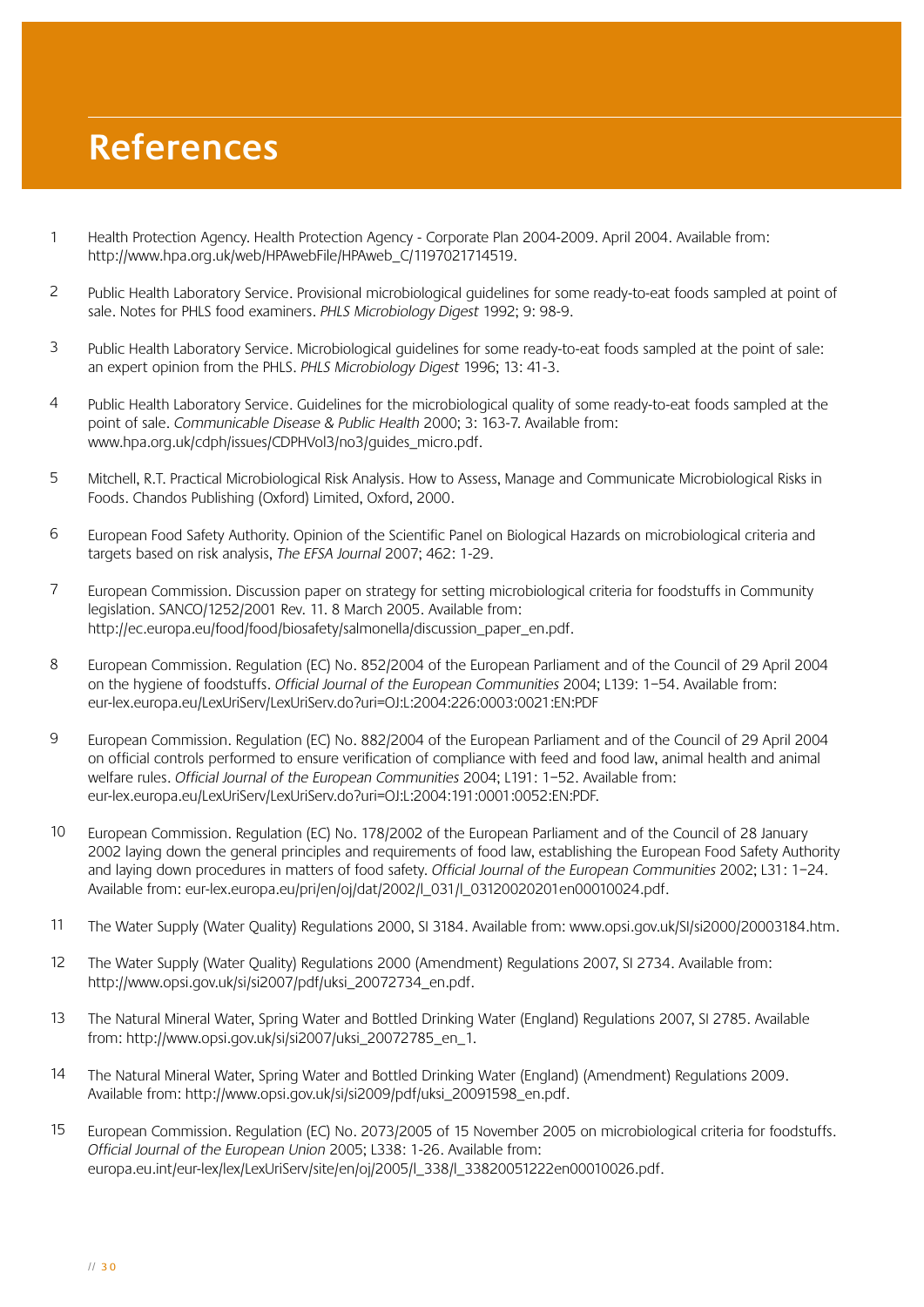# References

1. Health Protection Agency. Health Protection Agency - Corporate Plan 2004-2009. April 2004. Available from: http://www.hpa.org.uk/web/HPAwebFile/HPAweb_C/1197021714519.

2. Public Health Laboratory Service. Provisional microbiological guidelines for some ready-to-eat foods sampled at point of sale. Notes for PHLS food examiners. *PHLS Microbiology Digest* 1992; 9: 98-9.

3. Public Health Laboratory Service. Microbiological guidelines for some ready-to-eat foods sampled at the point of sale: an expert opinion from the PHLS. *PHLS Microbiology Digest* 1996; 13: 41-3.

4. Public Health Laboratory Service. Guidelines for the microbiological quality of some ready-to-eat foods sampled at the point of sale. *Communicable Disease & Public Health* 2000; 3: 163-7. Available from: www.hpa.org.uk/cdph/issues/CDPHVol3/no3/guides_micro.pdf.

5. Mitchell, R.T. Practical Microbiological Risk Analysis. How to Assess, Manage and Communicate Microbiological Risks in Foods. Chandos Publishing (Oxford) Limited, Oxford, 2000.

6. European Food Safety Authority. Opinion of the Scientific Panel on Biological Hazards on microbiological criteria and targets based on risk analysis, *The EFSA Journal* 2007; 462: 1-29.

7. European Commission. Discussion paper on strategy for setting microbiological criteria for foodstuffs in Community legislation. SANCO/1252/2001 Rev. 11. 8 March 2005. Available from: http://ec.europa.eu/food/food/biosafety/salmonella/discussion_paper_en.pdf.

8. European Commission. Regulation (EC) No. 852/2004 of the European Parliament and of the Council of 29 April 2004 on the hygiene of foodstuffs. *Official Journal of the European Communities* 2004; L139: 1–54. Available from: eur-lex.europa.eu/LexUriServ/LexUriServ.do?uri=OJ:L:2004:226:0003:0021:EN:PDF

9. European Commission. Regulation (EC) No. 882/2004 of the European Parliament and of the Council of 29 April 2004 on official controls performed to ensure verification of compliance with feed and food law, animal health and animal welfare rules. *Official Journal of the European Communities* 2004; L191: 1–52. Available from: eur-lex.europa.eu/LexUriServ/LexUriServ.do?uri=OJ:L:2004:191:0001:0052:EN:PDF.

10. European Commission. Regulation (EC) No. 178/2002 of the European Parliament and of the Council of 28 January 2002 laying down the general principles and requirements of food law, establishing the European Food Safety Authority and laying down procedures in matters of food safety. *Official Journal of the European Communities* 2002; L31: 1–24. Available from: eur-lex.europa.eu/pri/en/oj/dat/2002/l_031/l_03120020201en00010024.pdf.

11. The Water Supply (Water Quality) Regulations 2000, SI 3184. Available from: www.opsi.gov.uk/SI/si2000/20003184.htm.

12. The Water Supply (Water Quality) Regulations 2000 (Amendment) Regulations 2007, SI 2734. Available from: http://www.opsi.gov.uk/si/si2007/pdf/uksi_20072734_en.pdf.

13. The Natural Mineral Water, Spring Water and Bottled Drinking Water (England) Regulations 2007, SI 2785. Available from: http://www.opsi.gov.uk/si/si2007/uksi_20072785_en_1.

14. The Natural Mineral Water, Spring Water and Bottled Drinking Water (England) (Amendment) Regulations 2009. Available from: http://www.opsi.gov.uk/si/si2009/pdf/uksi_20091598_en.pdf.

15. European Commission. Regulation (EC) No. 2073/2005 of 15 November 2005 on microbiological criteria for foodstuffs. *Official Journal of the European Union* 2005; L338: 1-26. Available from: europa.eu.int/eur-lex/lex/LexUriServ/site/en/oj/2005/l_338/l_33820051222en00010026.pdf.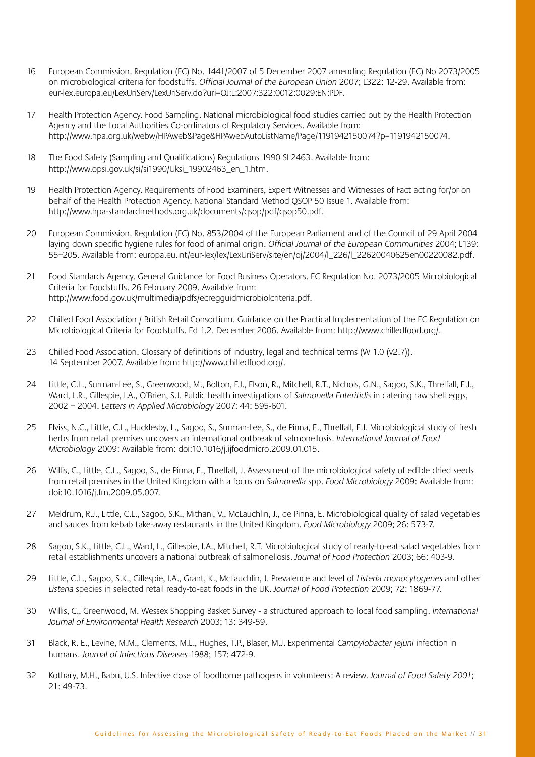16 European Commission. Regulation (EC) No. 1441/2007 of 5 December 2007 amending Regulation (EC) No 2073/2005 on microbiological criteria for foodstuffs. *Official Journal of the European Union* 2007; L322: 12-29. Available from: eur-lex.europa.eu/LexUriServ/LexUriServ.do?uri=OJ:L:2007:322:0012:0029:EN:PDF.

17 Health Protection Agency. Food Sampling. National microbiological food studies carried out by the Health Protection Agency and the Local Authorities Co-ordinators of Regulatory Services. Available from: http://www.hpa.org.uk/webw/HPAweb&Page&HPAwebAutoListName/Page/1191942150074?p=1191942150074.

18 The Food Safety (Sampling and Qualifications) Regulations 1990 SI 2463. Available from: http://www.opsi.gov.uk/si/si1990/Uksi_19902463_en_1.htm.

19 Health Protection Agency. Requirements of Food Examiners, Expert Witnesses and Witnesses of Fact acting for/or on behalf of the Health Protection Agency. National Standard Method QSOP 50 Issue 1. Available from: http://www.hpa-standardmethods.org.uk/documents/qsop/pdf/qsop50.pdf.

20 European Commission. Regulation (EC) No. 853/2004 of the European Parliament and of the Council of 29 April 2004 laying down specific hygiene rules for food of animal origin. *Official Journal of the European Communities* 2004; L139: 55–205. Available from: europa.eu.int/eur-lex/lex/LexUriServ/site/en/oj/2004/l_226/l_22620040625en00220082.pdf.

21 Food Standards Agency. General Guidance for Food Business Operators. EC Regulation No. 2073/2005 Microbiological Criteria for Foodstuffs. 26 February 2009. Available from: http://www.food.gov.uk/multimedia/pdfs/ecregguidmicrobiolcriteria.pdf.

22 Chilled Food Association / British Retail Consortium. Guidance on the Practical Implementation of the EC Regulation on Microbiological Criteria for Foodstuffs. Ed 1.2. December 2006. Available from: http://www.chilledfood.org/.

23 Chilled Food Association. Glossary of definitions of industry, legal and technical terms (W 1.0 (v2.7)). 14 September 2007. Available from: http://www.chilledfood.org/.

24 Little, C.L., Surman-Lee, S., Greenwood, M., Bolton, F.J., Elson, R., Mitchell, R.T., Nichols, G.N., Sagoo, S.K., Threlfall, E.J., Ward, L.R., Gillespie, I.A., O'Brien, S.J. Public health investigations of *Salmonella Enteritidis* in catering raw shell eggs, 2002 – 2004. *Letters in Applied Microbiology* 2007: 44: 595-601.

25 Elviss, N.C., Little, C.L., Hucklesby, L., Sagoo, S., Surman-Lee, S., de Pinna, E., Threlfall, E.J. Microbiological study of fresh herbs from retail premises uncovers an international outbreak of salmonellosis. *International Journal of Food Microbiology* 2009: Available from: doi:10.1016/j.ijfoodmicro.2009.01.015.

26 Willis, C., Little, C.L., Sagoo, S., de Pinna, E., Threlfall, J. Assessment of the microbiological safety of edible dried seeds from retail premises in the United Kingdom with a focus on *Salmonella* spp. *Food Microbiology* 2009: Available from: doi:10.1016/j.fm.2009.05.007.

27 Meldrum, R.J., Little, C.L., Sagoo, S.K., Mithani, V., McLauchlin, J., de Pinna, E. Microbiological quality of salad vegetables and sauces from kebab take-away restaurants in the United Kingdom. *Food Microbiology* 2009; 26: 573-7.

28 Sagoo, S.K., Little, C.L., Ward, L., Gillespie, I.A., Mitchell, R.T. Microbiological study of ready-to-eat salad vegetables from retail establishments uncovers a national outbreak of salmonellosis. *Journal of Food Protection* 2003; 66: 403-9.

29 Little, C.L., Sagoo, S.K., Gillespie, I.A., Grant, K., McLauchlin, J. Prevalence and level of *Listeria monocytogenes* and other *Listeria* species in selected retail ready-to-eat foods in the UK. *Journal of Food Protection* 2009; 72: 1869-77.

30 Willis, C., Greenwood, M. Wessex Shopping Basket Survey - a structured approach to local food sampling. *International Journal of Environmental Health Research* 2003; 13: 349-59.

31 Black, R. E., Levine, M.M., Clements, M.L., Hughes, T.P., Blaser, M.J. Experimental *Campylobacter jejuni* infection in humans. *Journal of Infectious Diseases* 1988; 157: 472-9.

32 Kothary, M.H., Babu, U.S. Infective dose of foodborne pathogens in volunteers: A review. *Journal of Food Safety 2001*; 21: 49-73.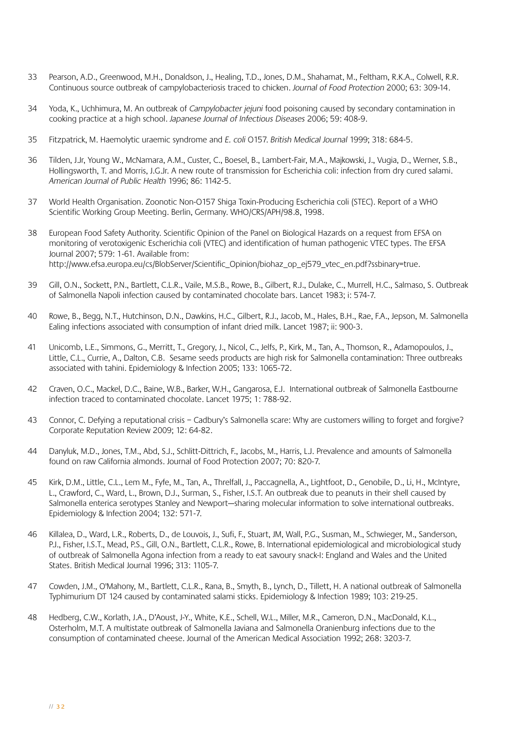33 Pearson, A.D., Greenwood, M.H., Donaldson, J., Healing, T.D., Jones, D.M., Shahamat, M., Feltham, R.K.A., Colwell, R.R. Continuous source outbreak of campylobacteriosis traced to chicken. *Journal of Food Protection* 2000; 63: 309-14.

34 Yoda, K., Uchhimura, M. An outbreak of *Campylobacter jejuni* food poisoning caused by secondary contamination in cooking practice at a high school. *Japanese Journal of Infectious Diseases* 2006; 59: 408-9.

35 Fitzpatrick, M. Haemolytic uraemic syndrome and *E. coli* O157. *British Medical Journal* 1999; 318: 684-5.

36 Tilden, J.Jr, Young W., McNamara, A.M., Custer, C., Boesel, B., Lambert-Fair, M.A., Majkowski, J., Vugia, D., Werner, S.B., Hollingsworth, T. and Morris, J.G.Jr. A new route of transmission for Escherichia coli: infection from dry cured salami. *American Journal of Public Health* 1996; 86: 1142-5.

37 World Health Organisation. Zoonotic Non-O157 Shiga Toxin-Producing Escherichia coli (STEC). Report of a WHO Scientific Working Group Meeting. Berlin, Germany. WHO/CRS/APH/98.8, 1998.

38 European Food Safety Authority. Scientific Opinion of the Panel on Biological Hazards on a request from EFSA on monitoring of verotoxigenic Escherichia coli (VTEC) and identification of human pathogenic VTEC types. The EFSA Journal 2007; 579: 1-61. Available from: http://www.efsa.europa.eu/cs/BlobServer/Scientific_Opinion/biohaz_op_ej579_vtec_en.pdf?ssbinary=true.

39 Gill, O.N., Sockett, P.N., Bartlett, C.L.R., Vaile, M.S.B., Rowe, B., Gilbert, R.J., Dulake, C., Murrell, H.C., Salmaso, S. Outbreak of Salmonella Napoli infection caused by contaminated chocolate bars. Lancet 1983; i: 574-7.

40 Rowe, B., Begg, N.T., Hutchinson, D.N., Dawkins, H.C., Gilbert, R.J., Jacob, M., Hales, B.H., Rae, F.A., Jepson, M. Salmonella Ealing infections associated with consumption of infant dried milk. Lancet 1987; ii: 900-3.

41 Unicomb, L.E., Simmons, G., Merritt, T., Gregory, J., Nicol, C., Jelfs, P., Kirk, M., Tan, A., Thomson, R., Adamopoulos, J., Little, C.L., Currie, A., Dalton, C.B. Sesame seeds products are high risk for Salmonella contamination: Three outbreaks associated with tahini. Epidemiology & Infection 2005; 133: 1065-72.

42 Craven, O.C., Mackel, D.C., Baine, W.B., Barker, W.H., Gangarosa, E.J. International outbreak of Salmonella Eastbourne infection traced to contaminated chocolate. Lancet 1975; 1: 788-92.

43 Connor, C. Defying a reputational crisis – Cadbury's Salmonella scare: Why are customers willing to forget and forgive? Corporate Reputation Review 2009; 12: 64-82.

44 Danyluk, M.D., Jones, T.M., Abd, S.J., Schlitt-Dittrich, F., Jacobs, M., Harris, L.J. Prevalence and amounts of Salmonella found on raw California almonds. Journal of Food Protection 2007; 70: 820-7.

45 Kirk, D.M., Little, C.L., Lem M., Fyfe, M., Tan, A., Threlfall, J., Paccagnella, A., Lightfoot, D., Genobile, D., Li, H., McIntyre, L., Crawford, C., Ward, L., Brown, D.J., Surman, S., Fisher, I.S.T. An outbreak due to peanuts in their shell caused by Salmonella enterica serotypes Stanley and Newport—sharing molecular information to solve international outbreaks. Epidemiology & Infection 2004; 132: 571-7.

46 Killalea, D., Ward, L.R., Roberts, D., de Louvois, J., Sufi, F., Stuart, JM, Wall, P.G., Susman, M., Schwieger, M., Sanderson, P.J., Fisher, I.S.T., Mead, P.S., Gill, O.N., Bartlett, C.L.R., Rowe, B. International epidemiological and microbiological study of outbreak of Salmonella Agona infection from a ready to eat savoury snack-I: England and Wales and the United States. British Medical Journal 1996; 313: 1105-7.

47 Cowden, J.M., O'Mahony, M., Bartlett, C.L.R., Rana, B., Smyth, B., Lynch, D., Tillett, H. A national outbreak of Salmonella Typhimurium DT 124 caused by contaminated salami sticks. Epidemiology & Infection 1989; 103: 219-25.

48 Hedberg, C.W., Korlath, J.A., D'Aoust, J-Y., White, K.E., Schell, W.L., Miller, M.R., Cameron, D.N., MacDonald, K.L., Osterholm, M.T. A multistate outbreak of Salmonella Javiana and Salmonella Oranienburg infections due to the consumption of contaminated cheese. Journal of the American Medical Association 1992; 268: 3203-7.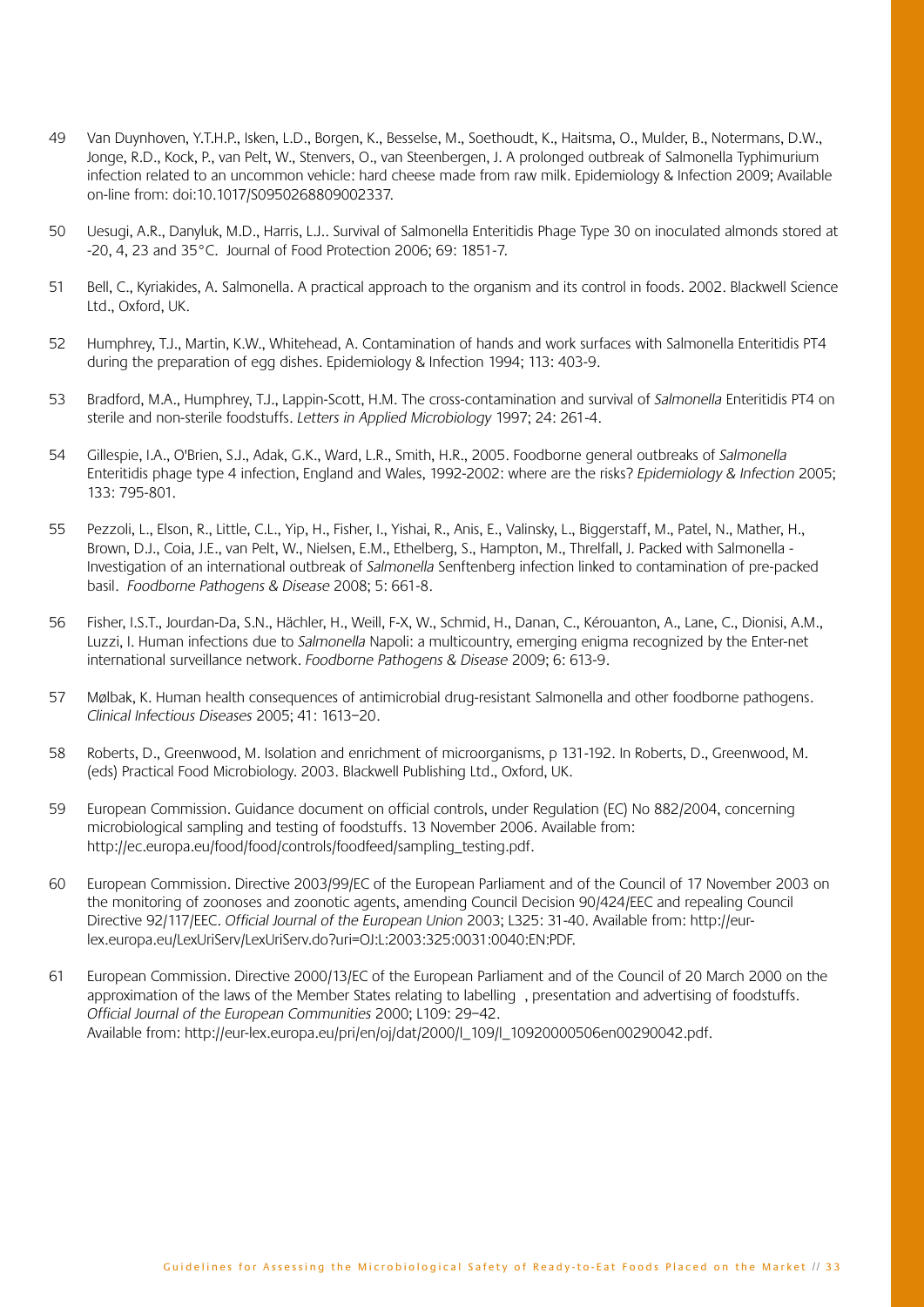49 Van Duynhoven, Y.T.H.P., Isken, L.D., Borgen, K., Besselse, M., Soethoudt, K., Haitsma, O., Mulder, B., Notermans, D.W., Jonge, R.D., Kock, P., van Pelt, W., Stenvers, O., van Steenbergen, J. A prolonged outbreak of Salmonella Typhimurium infection related to an uncommon vehicle: hard cheese made from raw milk. Epidemiology & Infection 2009; Available on-line from: doi:10.1017/S0950268809002337.

50 Uesugi, A.R., Danyluk, M.D., Harris, L.J.. Survival of Salmonella Enteritidis Phage Type 30 on inoculated almonds stored at -20, 4, 23 and 35°C. Journal of Food Protection 2006; 69: 1851-7.

51 Bell, C., Kyriakides, A. Salmonella. A practical approach to the organism and its control in foods. 2002. Blackwell Science Ltd., Oxford, UK.

52 Humphrey, T.J., Martin, K.W., Whitehead, A. Contamination of hands and work surfaces with Salmonella Enteritidis PT4 during the preparation of egg dishes. Epidemiology & Infection 1994; 113: 403-9.

53 Bradford, M.A., Humphrey, T.J., Lappin-Scott, H.M. The cross-contamination and survival of *Salmonella* Enteritidis PT4 on sterile and non-sterile foodstuffs. *Letters in Applied Microbiology* 1997; 24: 261-4.

54 Gillespie, I.A., O'Brien, S.J., Adak, G.K., Ward, L.R., Smith, H.R., 2005. Foodborne general outbreaks of *Salmonella* Enteritidis phage type 4 infection, England and Wales, 1992-2002: where are the risks? *Epidemiology & Infection* 2005; 133: 795-801.

55 Pezzoli, L., Elson, R., Little, C.L., Yip, H., Fisher, I., Yishai, R., Anis, E., Valinsky, L., Biggerstaff, M., Patel, N., Mather, H., Brown, D.J., Coia, J.E., van Pelt, W., Nielsen, E.M., Ethelberg, S., Hampton, M., Threlfall, J. Packed with Salmonella - Investigation of an international outbreak of *Salmonella* Senftenberg infection linked to contamination of pre-packed basil. *Foodborne Pathogens & Disease* 2008; 5: 661-8.

56 Fisher, I.S.T., Jourdan-Da, S.N., Hächler, H., Weill, F-X, W., Schmid, H., Danan, C., Kérouanton, A., Lane, C., Dionisi, A.M., Luzzi, I. Human infections due to *Salmonella* Napoli: a multicountry, emerging enigma recognized by the Enter-net international surveillance network. *Foodborne Pathogens & Disease* 2009; 6: 613-9.

57 Mølbak, K. Human health consequences of antimicrobial drug-resistant Salmonella and other foodborne pathogens. *Clinical Infectious Diseases* 2005; 41: 1613–20.

58 Roberts, D., Greenwood, M. Isolation and enrichment of microorganisms, p 131-192. In Roberts, D., Greenwood, M. (eds) Practical Food Microbiology. 2003. Blackwell Publishing Ltd., Oxford, UK.

59 European Commission. Guidance document on official controls, under Regulation (EC) No 882/2004, concerning microbiological sampling and testing of foodstuffs. 13 November 2006. Available from: http://ec.europa.eu/food/food/controls/foodfeed/sampling_testing.pdf.

60 European Commission. Directive 2003/99/EC of the European Parliament and of the Council of 17 November 2003 on the monitoring of zoonoses and zoonotic agents, amending Council Decision 90/424/EEC and repealing Council Directive 92/117/EEC. *Official Journal of the European Union* 2003; L325: 31-40. Available from: http://eur-lex.europa.eu/LexUriServ/LexUriServ.do?uri=OJ:L:2003:325:0031:0040:EN:PDF.

61 European Commission. Directive 2000/13/EC of the European Parliament and of the Council of 20 March 2000 on the approximation of the laws of the Member States relating to labelling , presentation and advertising of foodstuffs. *Official Journal of the European Communities* 2000; L109: 29–42. Available from: http://eur-lex.europa.eu/pri/en/oj/dat/2000/l_109/l_10920000506en00290042.pdf.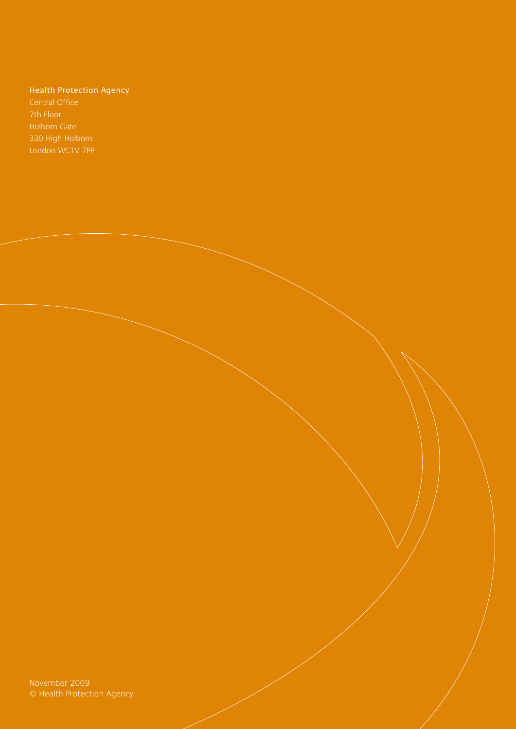Health Protection Agency
Central Office
7th Floor
Holborn Gate
330 High Holborn
London WC1V 7PP

November 2009
© Health Protection Agency